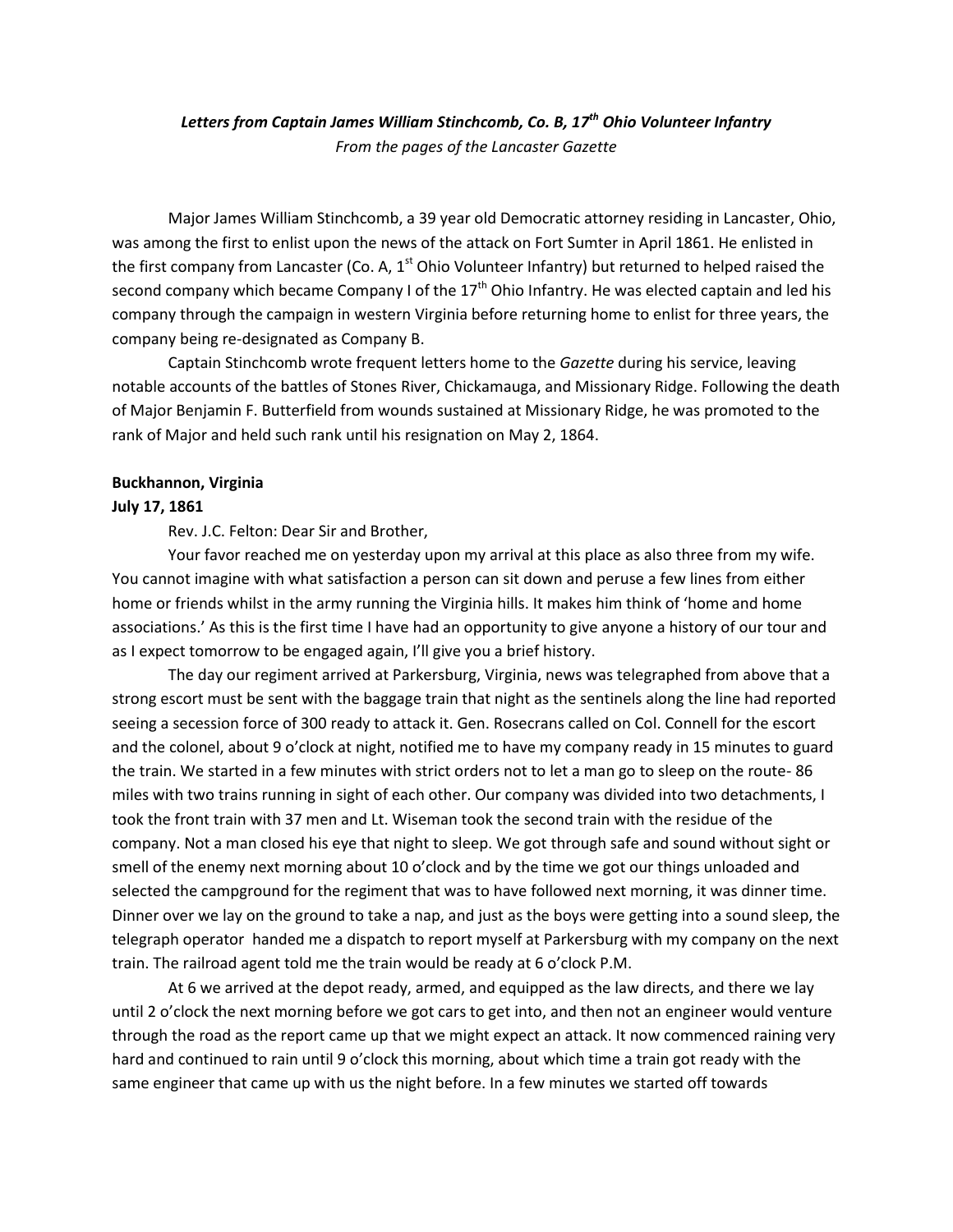***Letters from Captain James William Stinchcomb, Co. B, 17th Ohio Volunteer Infantry***

*From the pages of the Lancaster Gazette*

Major James William Stinchcomb, a 39 year old Democratic attorney residing in Lancaster, Ohio, was among the first to enlist upon the news of the attack on Fort Sumter in April 1861. He enlisted in the first company from Lancaster (Co. A, 1st Ohio Volunteer Infantry) but returned to helped raised the second company which became Company I of the 17th Ohio Infantry. He was elected captain and led his company through the campaign in western Virginia before returning home to enlist for three years, the company being re-designated as Company B.

Captain Stinchcomb wrote frequent letters home to the *Gazette* during his service, leaving notable accounts of the battles of Stones River, Chickamauga, and Missionary Ridge. Following the death of Major Benjamin F. Butterfield from wounds sustained at Missionary Ridge, he was promoted to the rank of Major and held such rank until his resignation on May 2, 1864.

**Buckhannon, Virginia**
**July 17, 1861**

Rev. J.C. Felton: Dear Sir and Brother,

Your favor reached me on yesterday upon my arrival at this place as also three from my wife. You cannot imagine with what satisfaction a person can sit down and peruse a few lines from either home or friends whilst in the army running the Virginia hills. It makes him think of 'home and home associations.' As this is the first time I have had an opportunity to give anyone a history of our tour and as I expect tomorrow to be engaged again, I'll give you a brief history.

The day our regiment arrived at Parkersburg, Virginia, news was telegraphed from above that a strong escort must be sent with the baggage train that night as the sentinels along the line had reported seeing a secession force of 300 ready to attack it. Gen. Rosecrans called on Col. Connell for the escort and the colonel, about 9 o'clock at night, notified me to have my company ready in 15 minutes to guard the train. We started in a few minutes with strict orders not to let a man go to sleep on the route- 86 miles with two trains running in sight of each other. Our company was divided into two detachments, I took the front train with 37 men and Lt. Wiseman took the second train with the residue of the company. Not a man closed his eye that night to sleep. We got through safe and sound without sight or smell of the enemy next morning about 10 o'clock and by the time we got our things unloaded and selected the campground for the regiment that was to have followed next morning, it was dinner time. Dinner over we lay on the ground to take a nap, and just as the boys were getting into a sound sleep, the telegraph operator handed me a dispatch to report myself at Parkersburg with my company on the next train. The railroad agent told me the train would be ready at 6 o'clock P.M.

At 6 we arrived at the depot ready, armed, and equipped as the law directs, and there we lay until 2 o'clock the next morning before we got cars to get into, and then not an engineer would venture through the road as the report came up that we might expect an attack. It now commenced raining very hard and continued to rain until 9 o'clock this morning, about which time a train got ready with the same engineer that came up with us the night before. In a few minutes we started off towards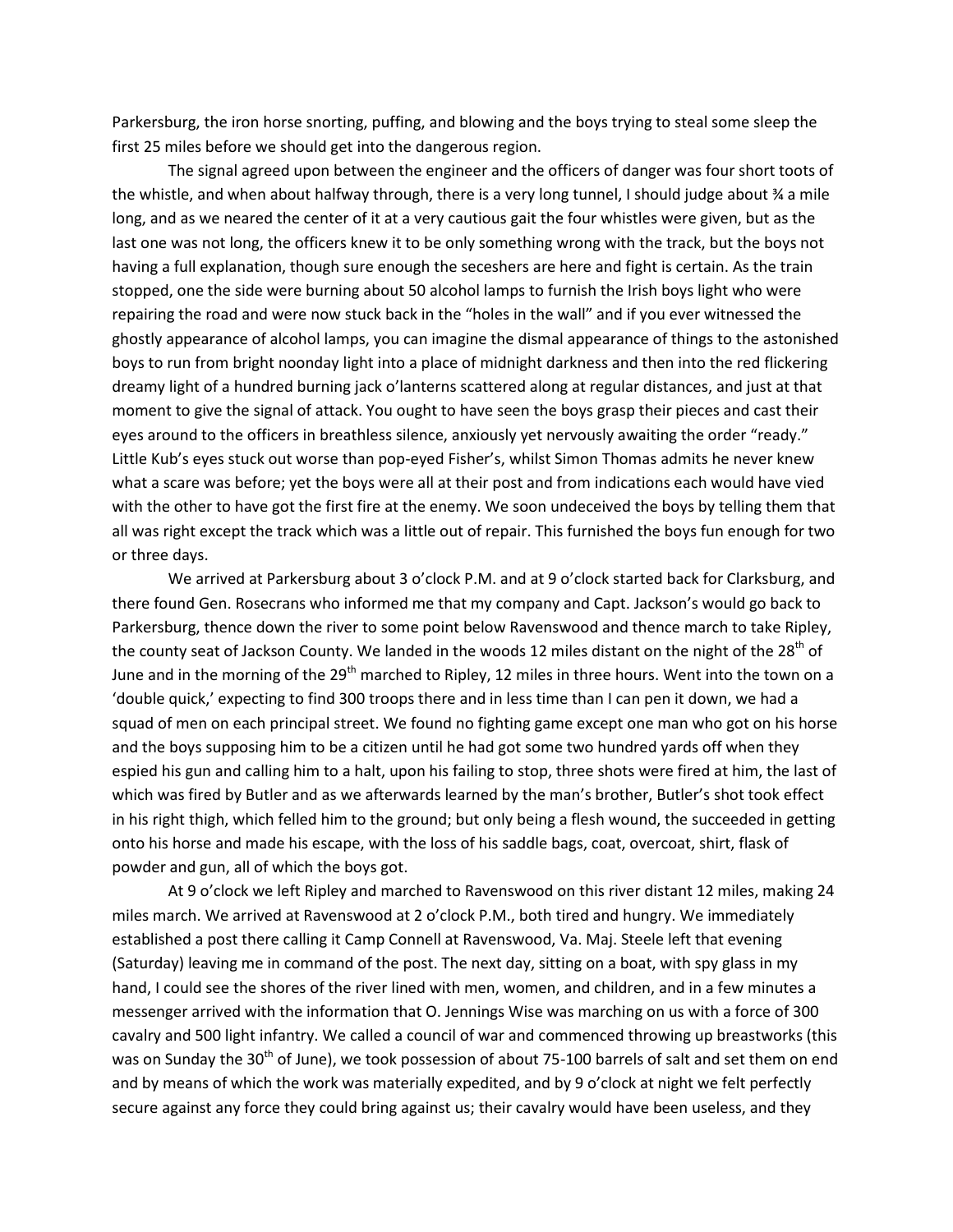Parkersburg, the iron horse snorting, puffing, and blowing and the boys trying to steal some sleep the first 25 miles before we should get into the dangerous region.

The signal agreed upon between the engineer and the officers of danger was four short toots of the whistle, and when about halfway through, there is a very long tunnel, I should judge about ¾ a mile long, and as we neared the center of it at a very cautious gait the four whistles were given, but as the last one was not long, the officers knew it to be only something wrong with the track, but the boys not having a full explanation, though sure enough the seceshers are here and fight is certain. As the train stopped, one the side were burning about 50 alcohol lamps to furnish the Irish boys light who were repairing the road and were now stuck back in the "holes in the wall" and if you ever witnessed the ghostly appearance of alcohol lamps, you can imagine the dismal appearance of things to the astonished boys to run from bright noonday light into a place of midnight darkness and then into the red flickering dreamy light of a hundred burning jack o'lanterns scattered along at regular distances, and just at that moment to give the signal of attack. You ought to have seen the boys grasp their pieces and cast their eyes around to the officers in breathless silence, anxiously yet nervously awaiting the order "ready." Little Kub's eyes stuck out worse than pop-eyed Fisher's, whilst Simon Thomas admits he never knew what a scare was before; yet the boys were all at their post and from indications each would have vied with the other to have got the first fire at the enemy. We soon undeceived the boys by telling them that all was right except the track which was a little out of repair. This furnished the boys fun enough for two or three days.

We arrived at Parkersburg about 3 o'clock P.M. and at 9 o'clock started back for Clarksburg, and there found Gen. Rosecrans who informed me that my company and Capt. Jackson's would go back to Parkersburg, thence down the river to some point below Ravenswood and thence march to take Ripley, the county seat of Jackson County. We landed in the woods 12 miles distant on the night of the 28th of June and in the morning of the 29th marched to Ripley, 12 miles in three hours. Went into the town on a 'double quick,' expecting to find 300 troops there and in less time than I can pen it down, we had a squad of men on each principal street. We found no fighting game except one man who got on his horse and the boys supposing him to be a citizen until he had got some two hundred yards off when they espied his gun and calling him to a halt, upon his failing to stop, three shots were fired at him, the last of which was fired by Butler and as we afterwards learned by the man's brother, Butler's shot took effect in his right thigh, which felled him to the ground; but only being a flesh wound, the succeeded in getting onto his horse and made his escape, with the loss of his saddle bags, coat, overcoat, shirt, flask of powder and gun, all of which the boys got.

At 9 o'clock we left Ripley and marched to Ravenswood on this river distant 12 miles, making 24 miles march. We arrived at Ravenswood at 2 o'clock P.M., both tired and hungry. We immediately established a post there calling it Camp Connell at Ravenswood, Va. Maj. Steele left that evening (Saturday) leaving me in command of the post. The next day, sitting on a boat, with spy glass in my hand, I could see the shores of the river lined with men, women, and children, and in a few minutes a messenger arrived with the information that O. Jennings Wise was marching on us with a force of 300 cavalry and 500 light infantry. We called a council of war and commenced throwing up breastworks (this was on Sunday the 30th of June), we took possession of about 75-100 barrels of salt and set them on end and by means of which the work was materially expedited, and by 9 o'clock at night we felt perfectly secure against any force they could bring against us; their cavalry would have been useless, and they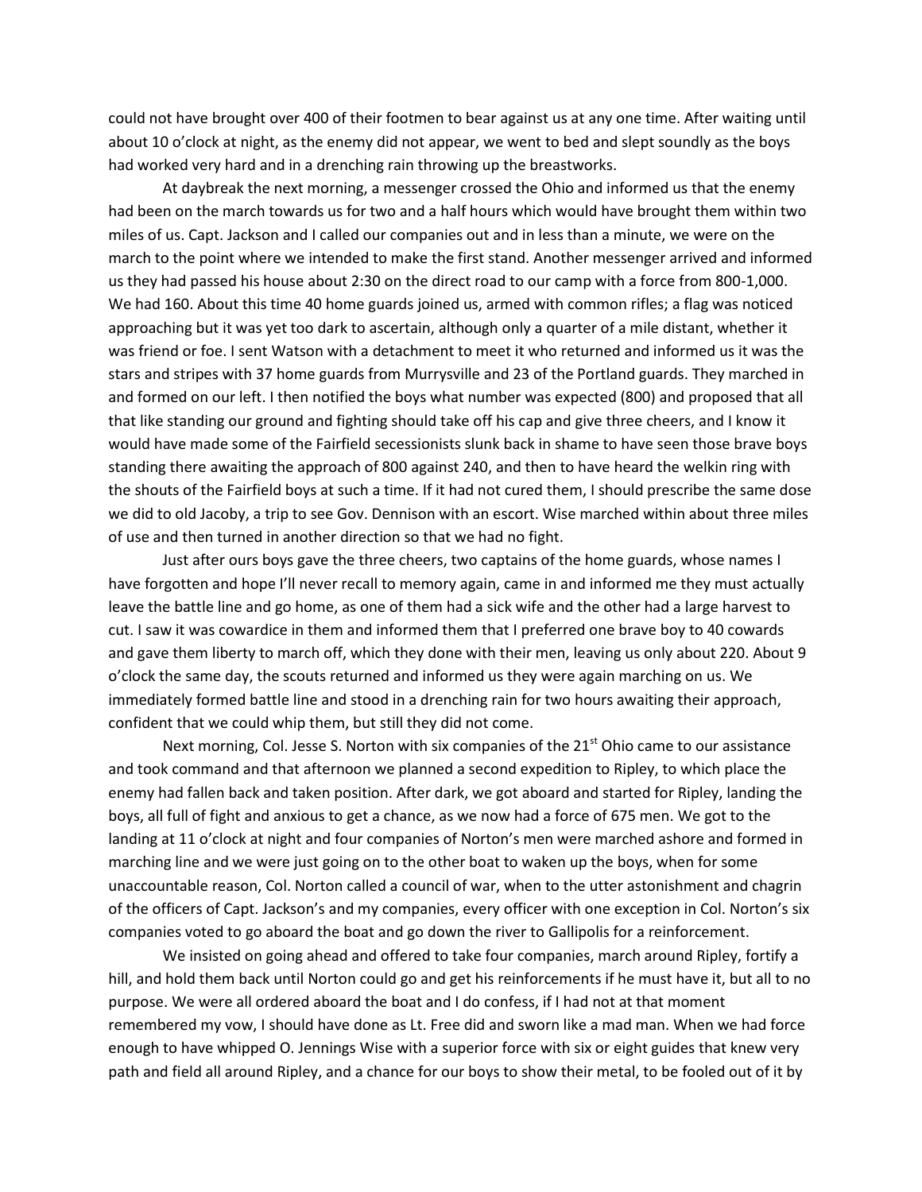could not have brought over 400 of their footmen to bear against us at any one time. After waiting until about 10 o'clock at night, as the enemy did not appear, we went to bed and slept soundly as the boys had worked very hard and in a drenching rain throwing up the breastworks.

At daybreak the next morning, a messenger crossed the Ohio and informed us that the enemy had been on the march towards us for two and a half hours which would have brought them within two miles of us. Capt. Jackson and I called our companies out and in less than a minute, we were on the march to the point where we intended to make the first stand. Another messenger arrived and informed us they had passed his house about 2:30 on the direct road to our camp with a force from 800-1,000. We had 160. About this time 40 home guards joined us, armed with common rifles; a flag was noticed approaching but it was yet too dark to ascertain, although only a quarter of a mile distant, whether it was friend or foe. I sent Watson with a detachment to meet it who returned and informed us it was the stars and stripes with 37 home guards from Murrysville and 23 of the Portland guards. They marched in and formed on our left. I then notified the boys what number was expected (800) and proposed that all that like standing our ground and fighting should take off his cap and give three cheers, and I know it would have made some of the Fairfield secessionists slunk back in shame to have seen those brave boys standing there awaiting the approach of 800 against 240, and then to have heard the welkin ring with the shouts of the Fairfield boys at such a time. If it had not cured them, I should prescribe the same dose we did to old Jacoby, a trip to see Gov. Dennison with an escort. Wise marched within about three miles of use and then turned in another direction so that we had no fight.

Just after ours boys gave the three cheers, two captains of the home guards, whose names I have forgotten and hope I'll never recall to memory again, came in and informed me they must actually leave the battle line and go home, as one of them had a sick wife and the other had a large harvest to cut. I saw it was cowardice in them and informed them that I preferred one brave boy to 40 cowards and gave them liberty to march off, which they done with their men, leaving us only about 220. About 9 o'clock the same day, the scouts returned and informed us they were again marching on us. We immediately formed battle line and stood in a drenching rain for two hours awaiting their approach, confident that we could whip them, but still they did not come.

Next morning, Col. Jesse S. Norton with six companies of the 21st Ohio came to our assistance and took command and that afternoon we planned a second expedition to Ripley, to which place the enemy had fallen back and taken position. After dark, we got aboard and started for Ripley, landing the boys, all full of fight and anxious to get a chance, as we now had a force of 675 men. We got to the landing at 11 o'clock at night and four companies of Norton's men were marched ashore and formed in marching line and we were just going on to the other boat to waken up the boys, when for some unaccountable reason, Col. Norton called a council of war, when to the utter astonishment and chagrin of the officers of Capt. Jackson's and my companies, every officer with one exception in Col. Norton's six companies voted to go aboard the boat and go down the river to Gallipolis for a reinforcement.

We insisted on going ahead and offered to take four companies, march around Ripley, fortify a hill, and hold them back until Norton could go and get his reinforcements if he must have it, but all to no purpose. We were all ordered aboard the boat and I do confess, if I had not at that moment remembered my vow, I should have done as Lt. Free did and sworn like a mad man. When we had force enough to have whipped O. Jennings Wise with a superior force with six or eight guides that knew very path and field all around Ripley, and a chance for our boys to show their metal, to be fooled out of it by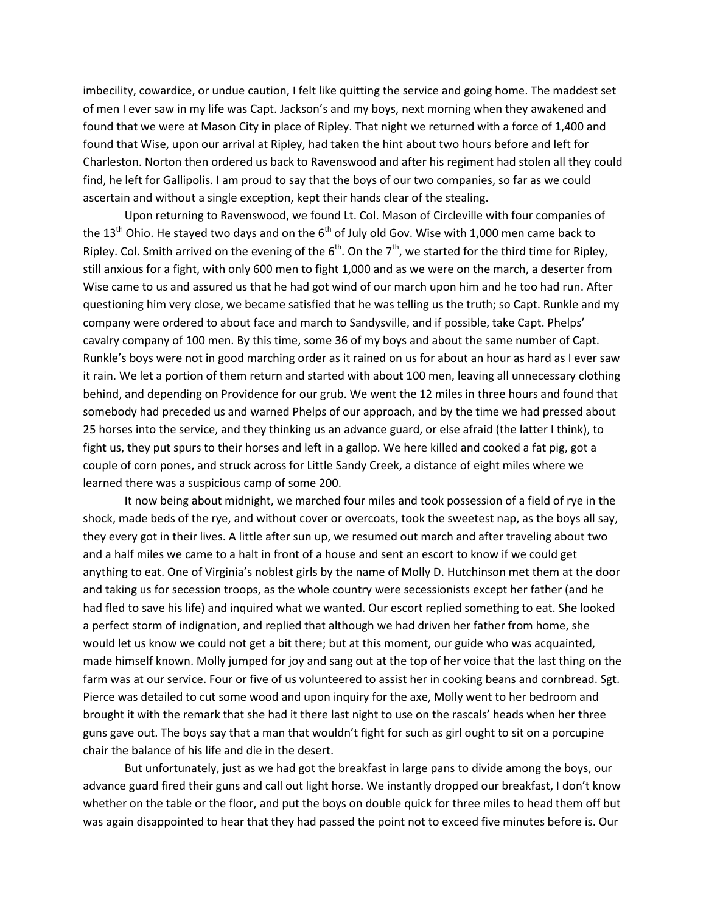imbecility, cowardice, or undue caution, I felt like quitting the service and going home. The maddest set of men I ever saw in my life was Capt. Jackson's and my boys, next morning when they awakened and found that we were at Mason City in place of Ripley. That night we returned with a force of 1,400 and found that Wise, upon our arrival at Ripley, had taken the hint about two hours before and left for Charleston. Norton then ordered us back to Ravenswood and after his regiment had stolen all they could find, he left for Gallipolis. I am proud to say that the boys of our two companies, so far as we could ascertain and without a single exception, kept their hands clear of the stealing.

Upon returning to Ravenswood, we found Lt. Col. Mason of Circleville with four companies of the 13th Ohio. He stayed two days and on the 6th of July old Gov. Wise with 1,000 men came back to Ripley. Col. Smith arrived on the evening of the 6th. On the 7th, we started for the third time for Ripley, still anxious for a fight, with only 600 men to fight 1,000 and as we were on the march, a deserter from Wise came to us and assured us that he had got wind of our march upon him and he too had run. After questioning him very close, we became satisfied that he was telling us the truth; so Capt. Runkle and my company were ordered to about face and march to Sandysville, and if possible, take Capt. Phelps' cavalry company of 100 men. By this time, some 36 of my boys and about the same number of Capt. Runkle's boys were not in good marching order as it rained on us for about an hour as hard as I ever saw it rain. We let a portion of them return and started with about 100 men, leaving all unnecessary clothing behind, and depending on Providence for our grub. We went the 12 miles in three hours and found that somebody had preceded us and warned Phelps of our approach, and by the time we had pressed about 25 horses into the service, and they thinking us an advance guard, or else afraid (the latter I think), to fight us, they put spurs to their horses and left in a gallop. We here killed and cooked a fat pig, got a couple of corn pones, and struck across for Little Sandy Creek, a distance of eight miles where we learned there was a suspicious camp of some 200.

It now being about midnight, we marched four miles and took possession of a field of rye in the shock, made beds of the rye, and without cover or overcoats, took the sweetest nap, as the boys all say, they every got in their lives. A little after sun up, we resumed out march and after traveling about two and a half miles we came to a halt in front of a house and sent an escort to know if we could get anything to eat. One of Virginia's noblest girls by the name of Molly D. Hutchinson met them at the door and taking us for secession troops, as the whole country were secessionists except her father (and he had fled to save his life) and inquired what we wanted. Our escort replied something to eat. She looked a perfect storm of indignation, and replied that although we had driven her father from home, she would let us know we could not get a bit there; but at this moment, our guide who was acquainted, made himself known. Molly jumped for joy and sang out at the top of her voice that the last thing on the farm was at our service. Four or five of us volunteered to assist her in cooking beans and cornbread. Sgt. Pierce was detailed to cut some wood and upon inquiry for the axe, Molly went to her bedroom and brought it with the remark that she had it there last night to use on the rascals' heads when her three guns gave out. The boys say that a man that wouldn't fight for such as girl ought to sit on a porcupine chair the balance of his life and die in the desert.

But unfortunately, just as we had got the breakfast in large pans to divide among the boys, our advance guard fired their guns and call out light horse. We instantly dropped our breakfast, I don't know whether on the table or the floor, and put the boys on double quick for three miles to head them off but was again disappointed to hear that they had passed the point not to exceed five minutes before is. Our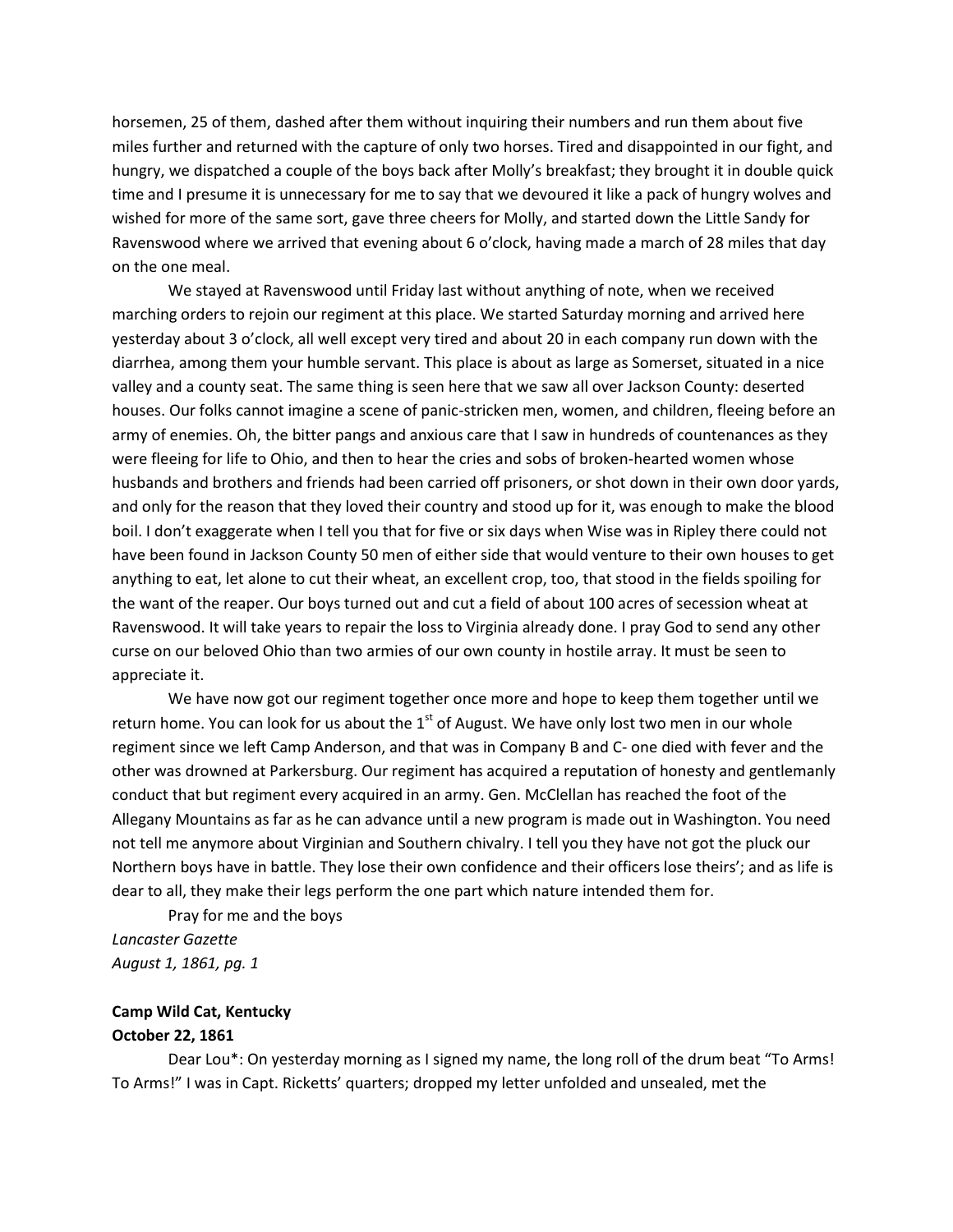horsemen, 25 of them, dashed after them without inquiring their numbers and run them about five miles further and returned with the capture of only two horses. Tired and disappointed in our fight, and hungry, we dispatched a couple of the boys back after Molly's breakfast; they brought it in double quick time and I presume it is unnecessary for me to say that we devoured it like a pack of hungry wolves and wished for more of the same sort, gave three cheers for Molly, and started down the Little Sandy for Ravenswood where we arrived that evening about 6 o'clock, having made a march of 28 miles that day on the one meal.

We stayed at Ravenswood until Friday last without anything of note, when we received marching orders to rejoin our regiment at this place. We started Saturday morning and arrived here yesterday about 3 o'clock, all well except very tired and about 20 in each company run down with the diarrhea, among them your humble servant. This place is about as large as Somerset, situated in a nice valley and a county seat. The same thing is seen here that we saw all over Jackson County: deserted houses. Our folks cannot imagine a scene of panic-stricken men, women, and children, fleeing before an army of enemies. Oh, the bitter pangs and anxious care that I saw in hundreds of countenances as they were fleeing for life to Ohio, and then to hear the cries and sobs of broken-hearted women whose husbands and brothers and friends had been carried off prisoners, or shot down in their own door yards, and only for the reason that they loved their country and stood up for it, was enough to make the blood boil. I don't exaggerate when I tell you that for five or six days when Wise was in Ripley there could not have been found in Jackson County 50 men of either side that would venture to their own houses to get anything to eat, let alone to cut their wheat, an excellent crop, too, that stood in the fields spoiling for the want of the reaper. Our boys turned out and cut a field of about 100 acres of secession wheat at Ravenswood. It will take years to repair the loss to Virginia already done. I pray God to send any other curse on our beloved Ohio than two armies of our own county in hostile array. It must be seen to appreciate it.

We have now got our regiment together once more and hope to keep them together until we return home. You can look for us about the 1st of August. We have only lost two men in our whole regiment since we left Camp Anderson, and that was in Company B and C- one died with fever and the other was drowned at Parkersburg. Our regiment has acquired a reputation of honesty and gentlemanly conduct that but regiment every acquired in an army. Gen. McClellan has reached the foot of the Allegany Mountains as far as he can advance until a new program is made out in Washington. You need not tell me anymore about Virginian and Southern chivalry. I tell you they have not got the pluck our Northern boys have in battle. They lose their own confidence and their officers lose theirs'; and as life is dear to all, they make their legs perform the one part which nature intended them for.

Pray for me and the boys

*Lancaster Gazette*
*August 1, 1861, pg. 1*

**Camp Wild Cat, Kentucky**
**October 22, 1861**

Dear Lou*: On yesterday morning as I signed my name, the long roll of the drum beat "To Arms! To Arms!" I was in Capt. Ricketts' quarters; dropped my letter unfolded and unsealed, met the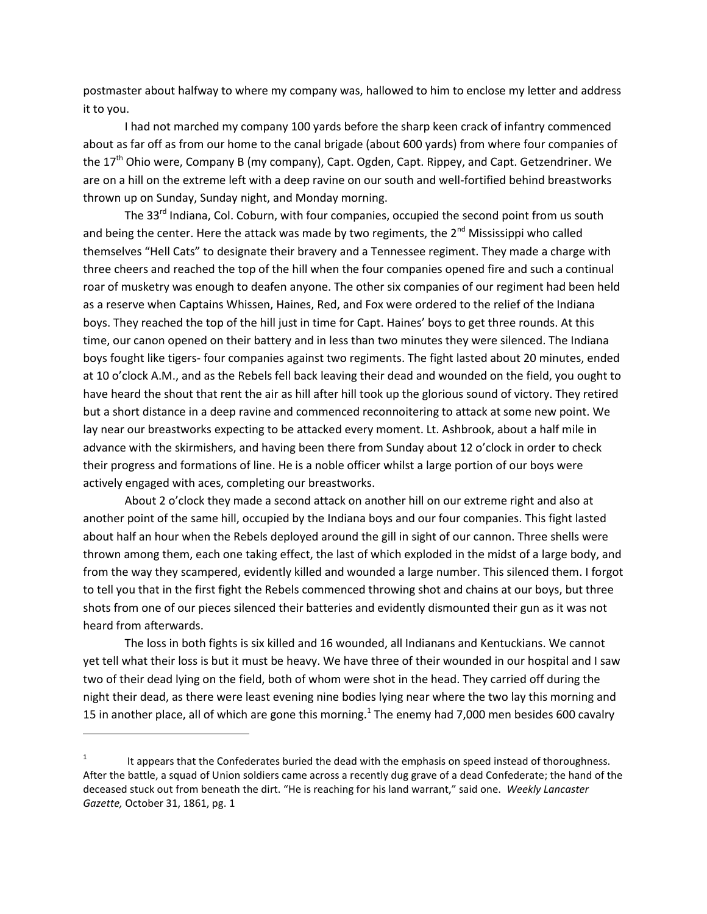postmaster about halfway to where my company was, hallowed to him to enclose my letter and address it to you.

I had not marched my company 100 yards before the sharp keen crack of infantry commenced about as far off as from our home to the canal brigade (about 600 yards) from where four companies of the 17th Ohio were, Company B (my company), Capt. Ogden, Capt. Rippey, and Capt. Getzendriner. We are on a hill on the extreme left with a deep ravine on our south and well-fortified behind breastworks thrown up on Sunday, Sunday night, and Monday morning.

The 33rd Indiana, Col. Coburn, with four companies, occupied the second point from us south and being the center. Here the attack was made by two regiments, the 2nd Mississippi who called themselves "Hell Cats" to designate their bravery and a Tennessee regiment. They made a charge with three cheers and reached the top of the hill when the four companies opened fire and such a continual roar of musketry was enough to deafen anyone. The other six companies of our regiment had been held as a reserve when Captains Whissen, Haines, Red, and Fox were ordered to the relief of the Indiana boys. They reached the top of the hill just in time for Capt. Haines' boys to get three rounds. At this time, our canon opened on their battery and in less than two minutes they were silenced. The Indiana boys fought like tigers- four companies against two regiments. The fight lasted about 20 minutes, ended at 10 o'clock A.M., and as the Rebels fell back leaving their dead and wounded on the field, you ought to have heard the shout that rent the air as hill after hill took up the glorious sound of victory. They retired but a short distance in a deep ravine and commenced reconnoitering to attack at some new point. We lay near our breastworks expecting to be attacked every moment. Lt. Ashbrook, about a half mile in advance with the skirmishers, and having been there from Sunday about 12 o'clock in order to check their progress and formations of line. He is a noble officer whilst a large portion of our boys were actively engaged with aces, completing our breastworks.

About 2 o'clock they made a second attack on another hill on our extreme right and also at another point of the same hill, occupied by the Indiana boys and our four companies. This fight lasted about half an hour when the Rebels deployed around the gill in sight of our cannon. Three shells were thrown among them, each one taking effect, the last of which exploded in the midst of a large body, and from the way they scampered, evidently killed and wounded a large number. This silenced them. I forgot to tell you that in the first fight the Rebels commenced throwing shot and chains at our boys, but three shots from one of our pieces silenced their batteries and evidently dismounted their gun as it was not heard from afterwards.

The loss in both fights is six killed and 16 wounded, all Indianans and Kentuckians. We cannot yet tell what their loss is but it must be heavy. We have three of their wounded in our hospital and I saw two of their dead lying on the field, both of whom were shot in the head. They carried off during the night their dead, as there were least evening nine bodies lying near where the two lay this morning and 15 in another place, all of which are gone this morning.[1] The enemy had 7,000 men besides 600 cavalry

---

[1] It appears that the Confederates buried the dead with the emphasis on speed instead of thoroughness. After the battle, a squad of Union soldiers came across a recently dug grave of a dead Confederate; the hand of the deceased stuck out from beneath the dirt. "He is reaching for his land warrant," said one. *Weekly Lancaster Gazette,* October 31, 1861, pg. 1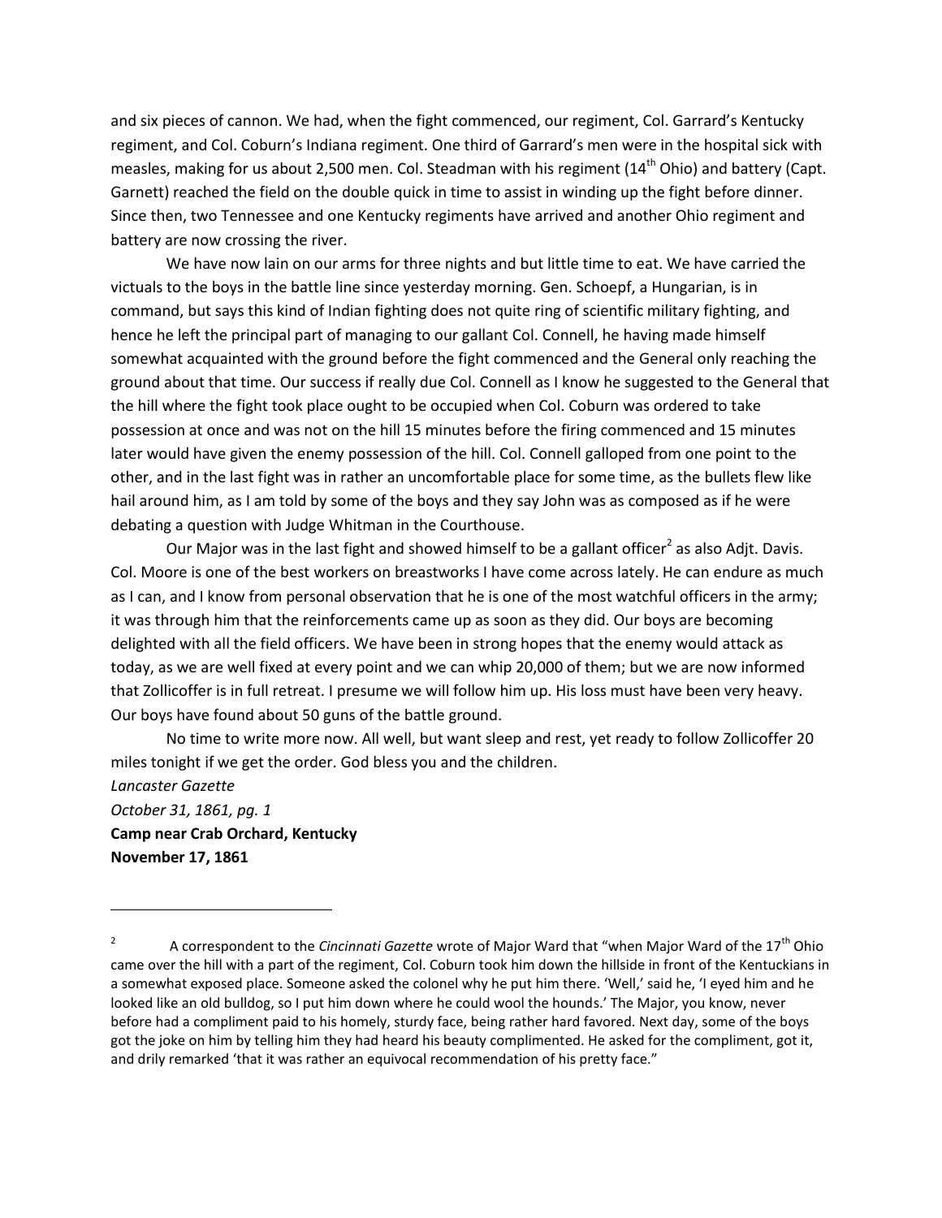and six pieces of cannon. We had, when the fight commenced, our regiment, Col. Garrard's Kentucky regiment, and Col. Coburn's Indiana regiment. One third of Garrard's men were in the hospital sick with measles, making for us about 2,500 men. Col. Steadman with his regiment (14th Ohio) and battery (Capt. Garnett) reached the field on the double quick in time to assist in winding up the fight before dinner. Since then, two Tennessee and one Kentucky regiments have arrived and another Ohio regiment and battery are now crossing the river.

We have now lain on our arms for three nights and but little time to eat. We have carried the victuals to the boys in the battle line since yesterday morning. Gen. Schoepf, a Hungarian, is in command, but says this kind of Indian fighting does not quite ring of scientific military fighting, and hence he left the principal part of managing to our gallant Col. Connell, he having made himself somewhat acquainted with the ground before the fight commenced and the General only reaching the ground about that time. Our success if really due Col. Connell as I know he suggested to the General that the hill where the fight took place ought to be occupied when Col. Coburn was ordered to take possession at once and was not on the hill 15 minutes before the firing commenced and 15 minutes later would have given the enemy possession of the hill. Col. Connell galloped from one point to the other, and in the last fight was in rather an uncomfortable place for some time, as the bullets flew like hail around him, as I am told by some of the boys and they say John was as composed as if he were debating a question with Judge Whitman in the Courthouse.

Our Major was in the last fight and showed himself to be a gallant officer[2] as also Adjt. Davis. Col. Moore is one of the best workers on breastworks I have come across lately. He can endure as much as I can, and I know from personal observation that he is one of the most watchful officers in the army; it was through him that the reinforcements came up as soon as they did. Our boys are becoming delighted with all the field officers. We have been in strong hopes that the enemy would attack as today, as we are well fixed at every point and we can whip 20,000 of them; but we are now informed that Zollicoffer is in full retreat. I presume we will follow him up. His loss must have been very heavy. Our boys have found about 50 guns of the battle ground.

No time to write more now. All well, but want sleep and rest, yet ready to follow Zollicoffer 20 miles tonight if we get the order. God bless you and the children.

*Lancaster Gazette*

*October 31, 1861, pg. 1*

**Camp near Crab Orchard, Kentucky**

**November 17, 1861**

---

[2] A correspondent to the *Cincinnati Gazette* wrote of Major Ward that "when Major Ward of the 17th Ohio came over the hill with a part of the regiment, Col. Coburn took him down the hillside in front of the Kentuckians in a somewhat exposed place. Someone asked the colonel why he put him there. 'Well,' said he, 'I eyed him and he looked like an old bulldog, so I put him down where he could wool the hounds.' The Major, you know, never before had a compliment paid to his homely, sturdy face, being rather hard favored. Next day, some of the boys got the joke on him by telling him they had heard his beauty complimented. He asked for the compliment, got it, and drily remarked 'that it was rather an equivocal recommendation of his pretty face."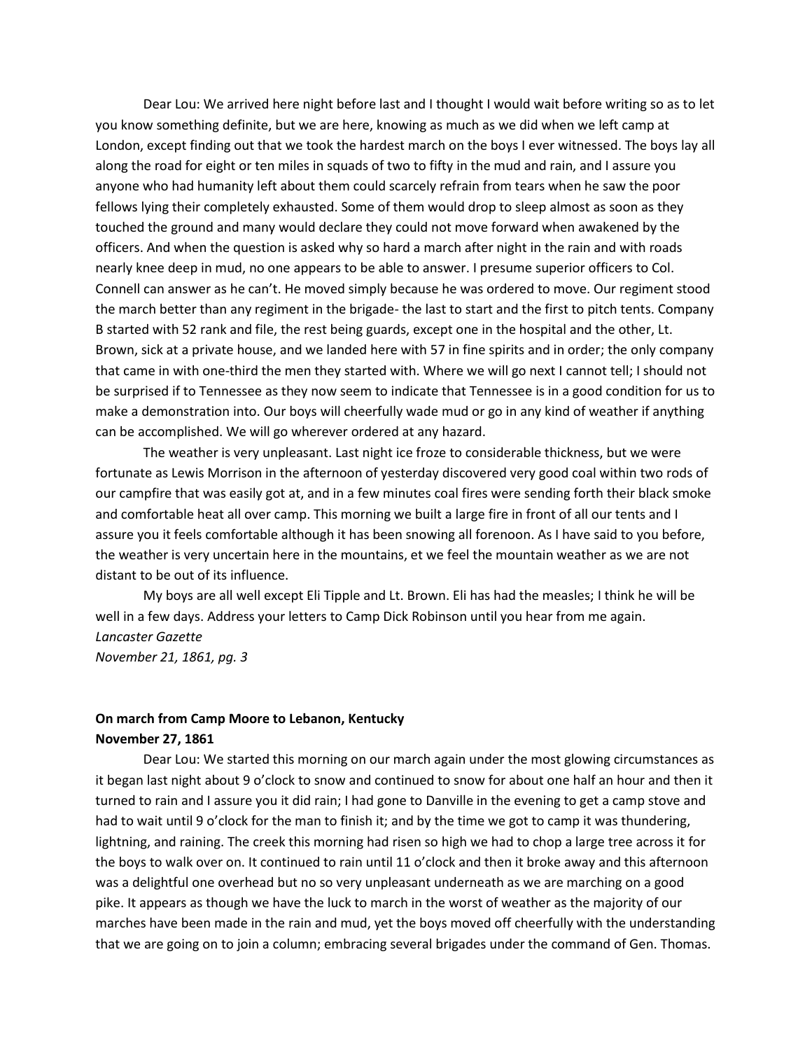Dear Lou: We arrived here night before last and I thought I would wait before writing so as to let you know something definite, but we are here, knowing as much as we did when we left camp at London, except finding out that we took the hardest march on the boys I ever witnessed. The boys lay all along the road for eight or ten miles in squads of two to fifty in the mud and rain, and I assure you anyone who had humanity left about them could scarcely refrain from tears when he saw the poor fellows lying their completely exhausted. Some of them would drop to sleep almost as soon as they touched the ground and many would declare they could not move forward when awakened by the officers. And when the question is asked why so hard a march after night in the rain and with roads nearly knee deep in mud, no one appears to be able to answer. I presume superior officers to Col. Connell can answer as he can't. He moved simply because he was ordered to move. Our regiment stood the march better than any regiment in the brigade- the last to start and the first to pitch tents. Company B started with 52 rank and file, the rest being guards, except one in the hospital and the other, Lt. Brown, sick at a private house, and we landed here with 57 in fine spirits and in order; the only company that came in with one-third the men they started with. Where we will go next I cannot tell; I should not be surprised if to Tennessee as they now seem to indicate that Tennessee is in a good condition for us to make a demonstration into. Our boys will cheerfully wade mud or go in any kind of weather if anything can be accomplished. We will go wherever ordered at any hazard.

The weather is very unpleasant. Last night ice froze to considerable thickness, but we were fortunate as Lewis Morrison in the afternoon of yesterday discovered very good coal within two rods of our campfire that was easily got at, and in a few minutes coal fires were sending forth their black smoke and comfortable heat all over camp. This morning we built a large fire in front of all our tents and I assure you it feels comfortable although it has been snowing all forenoon. As I have said to you before, the weather is very uncertain here in the mountains, et we feel the mountain weather as we are not distant to be out of its influence.

My boys are all well except Eli Tipple and Lt. Brown. Eli has had the measles; I think he will be well in a few days. Address your letters to Camp Dick Robinson until you hear from me again.

*Lancaster Gazette*
*November 21, 1861, pg. 3*

**On march from Camp Moore to Lebanon, Kentucky**
**November 27, 1861**

Dear Lou: We started this morning on our march again under the most glowing circumstances as it began last night about 9 o'clock to snow and continued to snow for about one half an hour and then it turned to rain and I assure you it did rain; I had gone to Danville in the evening to get a camp stove and had to wait until 9 o'clock for the man to finish it; and by the time we got to camp it was thundering, lightning, and raining. The creek this morning had risen so high we had to chop a large tree across it for the boys to walk over on. It continued to rain until 11 o'clock and then it broke away and this afternoon was a delightful one overhead but no so very unpleasant underneath as we are marching on a good pike. It appears as though we have the luck to march in the worst of weather as the majority of our marches have been made in the rain and mud, yet the boys moved off cheerfully with the understanding that we are going on to join a column; embracing several brigades under the command of Gen. Thomas.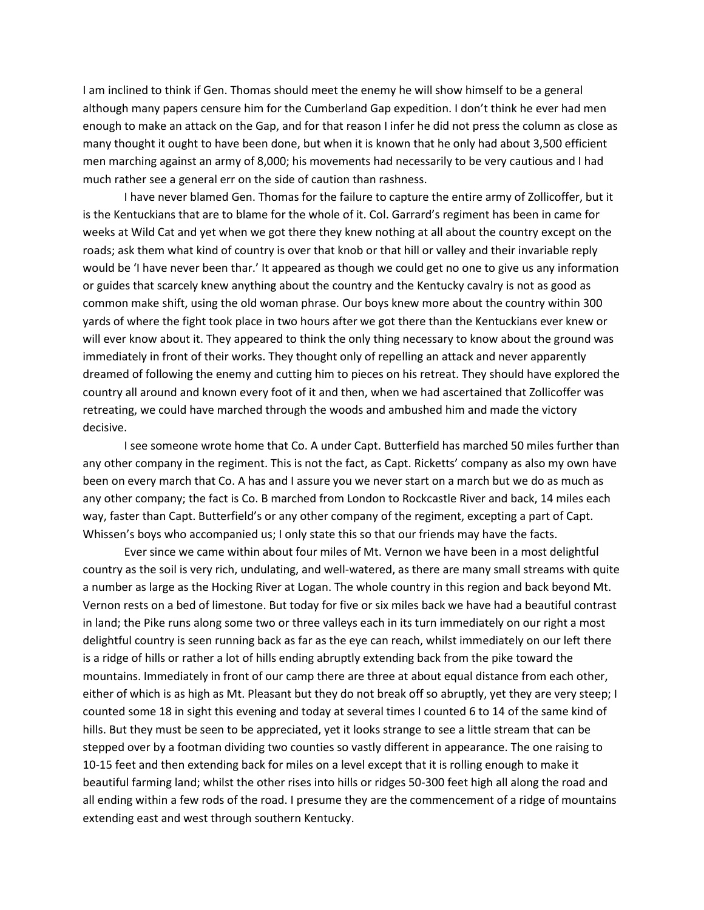I am inclined to think if Gen. Thomas should meet the enemy he will show himself to be a general although many papers censure him for the Cumberland Gap expedition. I don't think he ever had men enough to make an attack on the Gap, and for that reason I infer he did not press the column as close as many thought it ought to have been done, but when it is known that he only had about 3,500 efficient men marching against an army of 8,000; his movements had necessarily to be very cautious and I had much rather see a general err on the side of caution than rashness.

I have never blamed Gen. Thomas for the failure to capture the entire army of Zollicoffer, but it is the Kentuckians that are to blame for the whole of it. Col. Garrard's regiment has been in came for weeks at Wild Cat and yet when we got there they knew nothing at all about the country except on the roads; ask them what kind of country is over that knob or that hill or valley and their invariable reply would be 'I have never been thar.' It appeared as though we could get no one to give us any information or guides that scarcely knew anything about the country and the Kentucky cavalry is not as good as common make shift, using the old woman phrase. Our boys knew more about the country within 300 yards of where the fight took place in two hours after we got there than the Kentuckians ever knew or will ever know about it. They appeared to think the only thing necessary to know about the ground was immediately in front of their works. They thought only of repelling an attack and never apparently dreamed of following the enemy and cutting him to pieces on his retreat. They should have explored the country all around and known every foot of it and then, when we had ascertained that Zollicoffer was retreating, we could have marched through the woods and ambushed him and made the victory decisive.

I see someone wrote home that Co. A under Capt. Butterfield has marched 50 miles further than any other company in the regiment. This is not the fact, as Capt. Ricketts' company as also my own have been on every march that Co. A has and I assure you we never start on a march but we do as much as any other company; the fact is Co. B marched from London to Rockcastle River and back, 14 miles each way, faster than Capt. Butterfield's or any other company of the regiment, excepting a part of Capt. Whissen's boys who accompanied us; I only state this so that our friends may have the facts.

Ever since we came within about four miles of Mt. Vernon we have been in a most delightful country as the soil is very rich, undulating, and well-watered, as there are many small streams with quite a number as large as the Hocking River at Logan. The whole country in this region and back beyond Mt. Vernon rests on a bed of limestone. But today for five or six miles back we have had a beautiful contrast in land; the Pike runs along some two or three valleys each in its turn immediately on our right a most delightful country is seen running back as far as the eye can reach, whilst immediately on our left there is a ridge of hills or rather a lot of hills ending abruptly extending back from the pike toward the mountains. Immediately in front of our camp there are three at about equal distance from each other, either of which is as high as Mt. Pleasant but they do not break off so abruptly, yet they are very steep; I counted some 18 in sight this evening and today at several times I counted 6 to 14 of the same kind of hills. But they must be seen to be appreciated, yet it looks strange to see a little stream that can be stepped over by a footman dividing two counties so vastly different in appearance. The one raising to 10-15 feet and then extending back for miles on a level except that it is rolling enough to make it beautiful farming land; whilst the other rises into hills or ridges 50-300 feet high all along the road and all ending within a few rods of the road. I presume they are the commencement of a ridge of mountains extending east and west through southern Kentucky.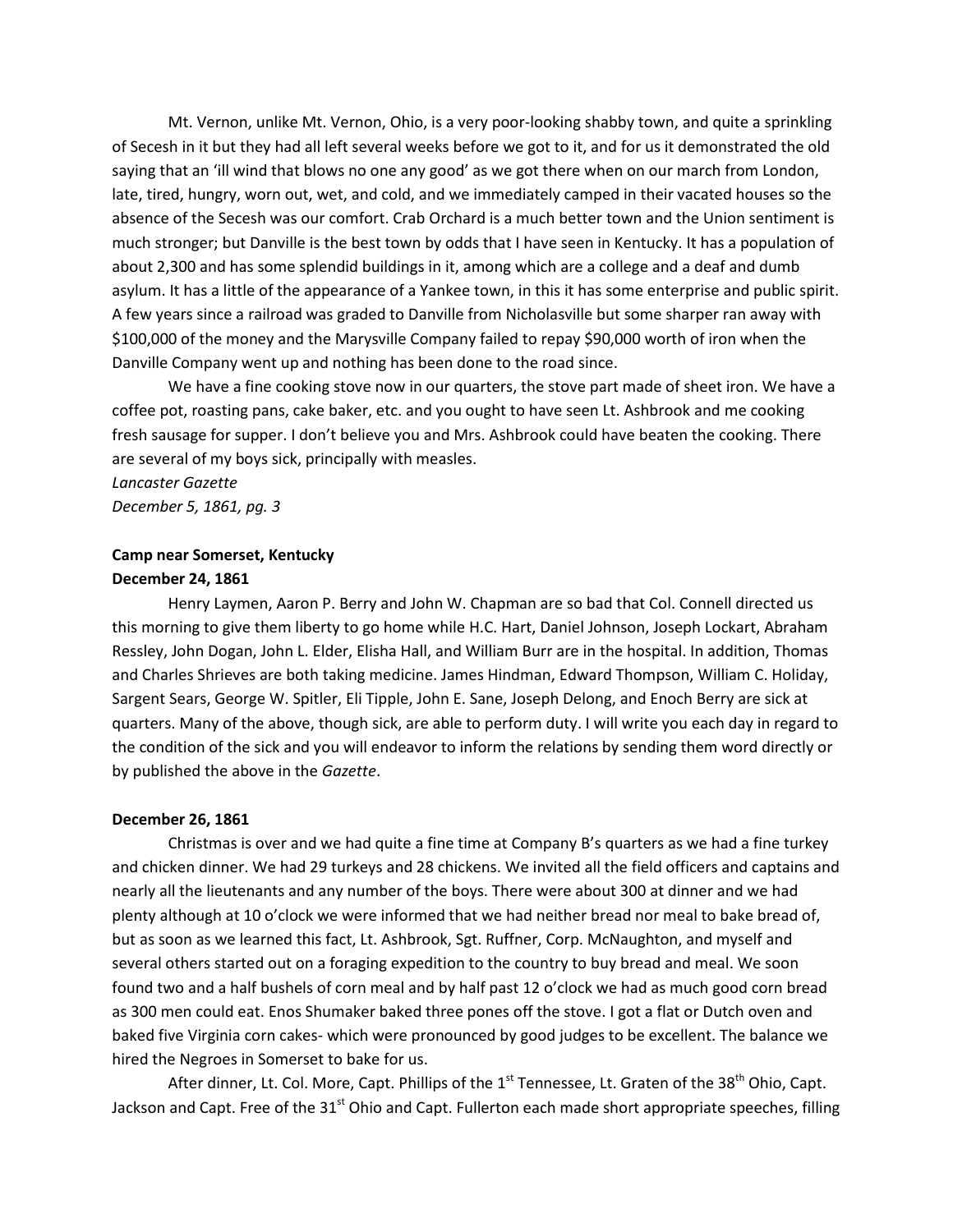Mt. Vernon, unlike Mt. Vernon, Ohio, is a very poor-looking shabby town, and quite a sprinkling of Secesh in it but they had all left several weeks before we got to it, and for us it demonstrated the old saying that an 'ill wind that blows no one any good' as we got there when on our march from London, late, tired, hungry, worn out, wet, and cold, and we immediately camped in their vacated houses so the absence of the Secesh was our comfort. Crab Orchard is a much better town and the Union sentiment is much stronger; but Danville is the best town by odds that I have seen in Kentucky. It has a population of about 2,300 and has some splendid buildings in it, among which are a college and a deaf and dumb asylum. It has a little of the appearance of a Yankee town, in this it has some enterprise and public spirit. A few years since a railroad was graded to Danville from Nicholasville but some sharper ran away with $100,000 of the money and the Marysville Company failed to repay $90,000 worth of iron when the Danville Company went up and nothing has been done to the road since.

We have a fine cooking stove now in our quarters, the stove part made of sheet iron. We have a coffee pot, roasting pans, cake baker, etc. and you ought to have seen Lt. Ashbrook and me cooking fresh sausage for supper. I don't believe you and Mrs. Ashbrook could have beaten the cooking. There are several of my boys sick, principally with measles.

*Lancaster Gazette*
*December 5, 1861, pg. 3*

**Camp near Somerset, Kentucky**
**December 24, 1861**

Henry Laymen, Aaron P. Berry and John W. Chapman are so bad that Col. Connell directed us this morning to give them liberty to go home while H.C. Hart, Daniel Johnson, Joseph Lockart, Abraham Ressley, John Dogan, John L. Elder, Elisha Hall, and William Burr are in the hospital. In addition, Thomas and Charles Shrieves are both taking medicine. James Hindman, Edward Thompson, William C. Holiday, Sargent Sears, George W. Spitler, Eli Tipple, John E. Sane, Joseph Delong, and Enoch Berry are sick at quarters. Many of the above, though sick, are able to perform duty. I will write you each day in regard to the condition of the sick and you will endeavor to inform the relations by sending them word directly or by published the above in the *Gazette*.

**December 26, 1861**

Christmas is over and we had quite a fine time at Company B's quarters as we had a fine turkey and chicken dinner. We had 29 turkeys and 28 chickens. We invited all the field officers and captains and nearly all the lieutenants and any number of the boys. There were about 300 at dinner and we had plenty although at 10 o'clock we were informed that we had neither bread nor meal to bake bread of, but as soon as we learned this fact, Lt. Ashbrook, Sgt. Ruffner, Corp. McNaughton, and myself and several others started out on a foraging expedition to the country to buy bread and meal. We soon found two and a half bushels of corn meal and by half past 12 o'clock we had as much good corn bread as 300 men could eat. Enos Shumaker baked three pones off the stove. I got a flat or Dutch oven and baked five Virginia corn cakes- which were pronounced by good judges to be excellent. The balance we hired the Negroes in Somerset to bake for us.

After dinner, Lt. Col. More, Capt. Phillips of the 1st Tennessee, Lt. Graten of the 38th Ohio, Capt. Jackson and Capt. Free of the 31st Ohio and Capt. Fullerton each made short appropriate speeches, filling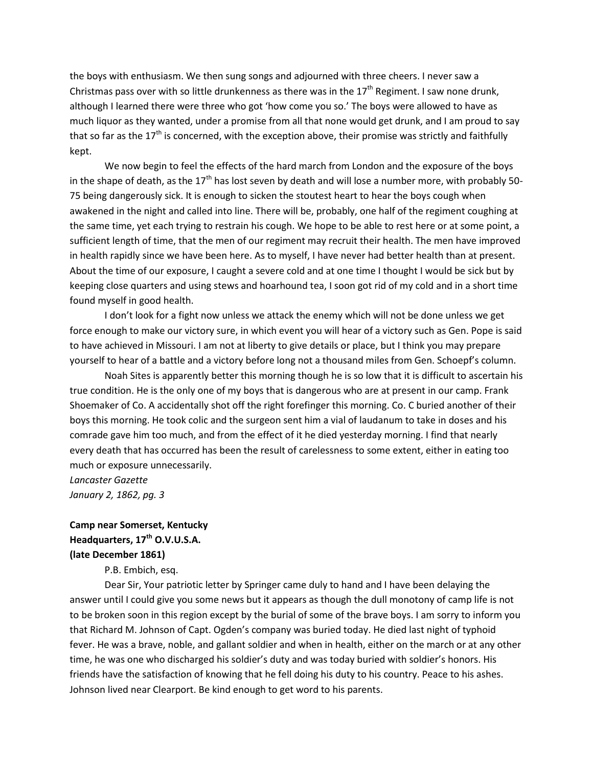the boys with enthusiasm. We then sung songs and adjourned with three cheers. I never saw a Christmas pass over with so little drunkenness as there was in the 17th Regiment. I saw none drunk, although I learned there were three who got 'how come you so.' The boys were allowed to have as much liquor as they wanted, under a promise from all that none would get drunk, and I am proud to say that so far as the 17th is concerned, with the exception above, their promise was strictly and faithfully kept.

We now begin to feel the effects of the hard march from London and the exposure of the boys in the shape of death, as the 17th has lost seven by death and will lose a number more, with probably 50-75 being dangerously sick. It is enough to sicken the stoutest heart to hear the boys cough when awakened in the night and called into line. There will be, probably, one half of the regiment coughing at the same time, yet each trying to restrain his cough. We hope to be able to rest here or at some point, a sufficient length of time, that the men of our regiment may recruit their health. The men have improved in health rapidly since we have been here. As to myself, I have never had better health than at present. About the time of our exposure, I caught a severe cold and at one time I thought I would be sick but by keeping close quarters and using stews and hoarhound tea, I soon got rid of my cold and in a short time found myself in good health.

I don't look for a fight now unless we attack the enemy which will not be done unless we get force enough to make our victory sure, in which event you will hear of a victory such as Gen. Pope is said to have achieved in Missouri. I am not at liberty to give details or place, but I think you may prepare yourself to hear of a battle and a victory before long not a thousand miles from Gen. Schoepf's column.

Noah Sites is apparently better this morning though he is so low that it is difficult to ascertain his true condition. He is the only one of my boys that is dangerous who are at present in our camp. Frank Shoemaker of Co. A accidentally shot off the right forefinger this morning. Co. C buried another of their boys this morning. He took colic and the surgeon sent him a vial of laudanum to take in doses and his comrade gave him too much, and from the effect of it he died yesterday morning. I find that nearly every death that has occurred has been the result of carelessness to some extent, either in eating too much or exposure unnecessarily.

*Lancaster Gazette*
*January 2, 1862, pg. 3*

**Camp near Somerset, Kentucky**
**Headquarters, 17th O.V.U.S.A.**
**(late December 1861)**

P.B. Embich, esq.

Dear Sir, Your patriotic letter by Springer came duly to hand and I have been delaying the answer until I could give you some news but it appears as though the dull monotony of camp life is not to be broken soon in this region except by the burial of some of the brave boys. I am sorry to inform you that Richard M. Johnson of Capt. Ogden's company was buried today. He died last night of typhoid fever. He was a brave, noble, and gallant soldier and when in health, either on the march or at any other time, he was one who discharged his soldier's duty and was today buried with soldier's honors. His friends have the satisfaction of knowing that he fell doing his duty to his country. Peace to his ashes. Johnson lived near Clearport. Be kind enough to get word to his parents.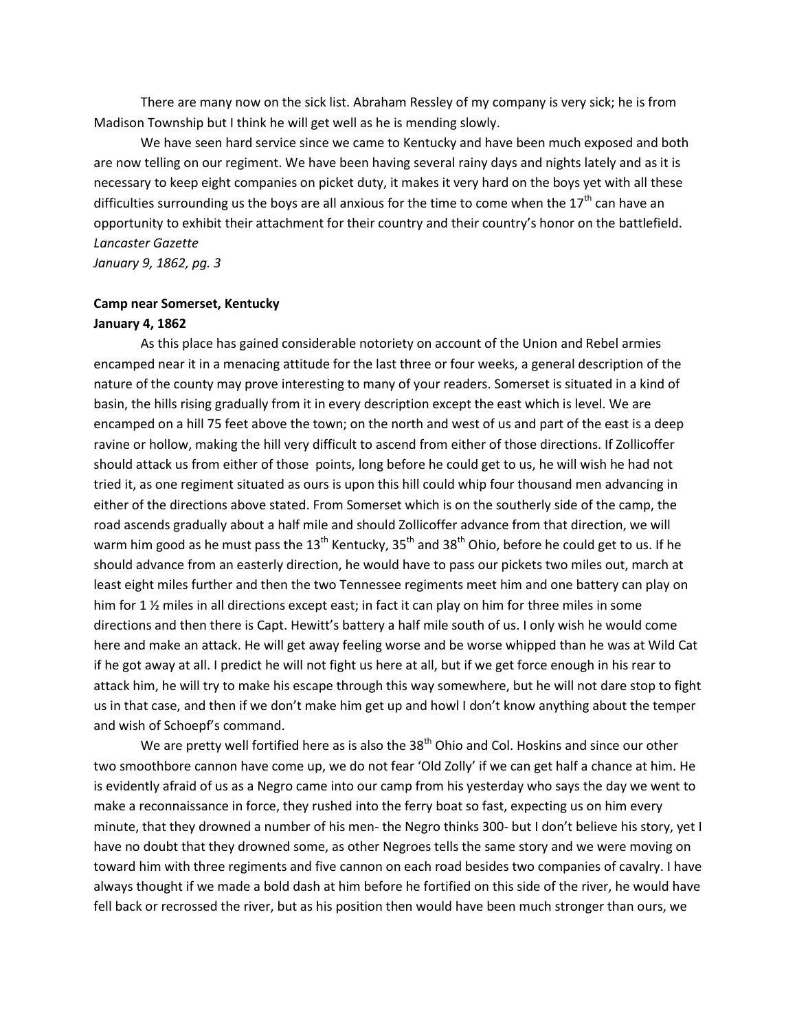There are many now on the sick list. Abraham Ressley of my company is very sick; he is from Madison Township but I think he will get well as he is mending slowly.

We have seen hard service since we came to Kentucky and have been much exposed and both are now telling on our regiment. We have been having several rainy days and nights lately and as it is necessary to keep eight companies on picket duty, it makes it very hard on the boys yet with all these difficulties surrounding us the boys are all anxious for the time to come when the 17th can have an opportunity to exhibit their attachment for their country and their country's honor on the battlefield.

*Lancaster Gazette*
*January 9, 1862, pg. 3*

**Camp near Somerset, Kentucky**
**January 4, 1862**

As this place has gained considerable notoriety on account of the Union and Rebel armies encamped near it in a menacing attitude for the last three or four weeks, a general description of the nature of the county may prove interesting to many of your readers. Somerset is situated in a kind of basin, the hills rising gradually from it in every description except the east which is level. We are encamped on a hill 75 feet above the town; on the north and west of us and part of the east is a deep ravine or hollow, making the hill very difficult to ascend from either of those directions. If Zollicoffer should attack us from either of those points, long before he could get to us, he will wish he had not tried it, as one regiment situated as ours is upon this hill could whip four thousand men advancing in either of the directions above stated. From Somerset which is on the southerly side of the camp, the road ascends gradually about a half mile and should Zollicoffer advance from that direction, we will warm him good as he must pass the 13th Kentucky, 35th and 38th Ohio, before he could get to us. If he should advance from an easterly direction, he would have to pass our pickets two miles out, march at least eight miles further and then the two Tennessee regiments meet him and one battery can play on him for 1 ½ miles in all directions except east; in fact it can play on him for three miles in some directions and then there is Capt. Hewitt's battery a half mile south of us. I only wish he would come here and make an attack. He will get away feeling worse and be worse whipped than he was at Wild Cat if he got away at all. I predict he will not fight us here at all, but if we get force enough in his rear to attack him, he will try to make his escape through this way somewhere, but he will not dare stop to fight us in that case, and then if we don't make him get up and howl I don't know anything about the temper and wish of Schoepf's command.

We are pretty well fortified here as is also the 38th Ohio and Col. Hoskins and since our other two smoothbore cannon have come up, we do not fear 'Old Zolly' if we can get half a chance at him. He is evidently afraid of us as a Negro came into our camp from his yesterday who says the day we went to make a reconnaissance in force, they rushed into the ferry boat so fast, expecting us on him every minute, that they drowned a number of his men- the Negro thinks 300- but I don't believe his story, yet I have no doubt that they drowned some, as other Negroes tells the same story and we were moving on toward him with three regiments and five cannon on each road besides two companies of cavalry. I have always thought if we made a bold dash at him before he fortified on this side of the river, he would have fell back or recrossed the river, but as his position then would have been much stronger than ours, we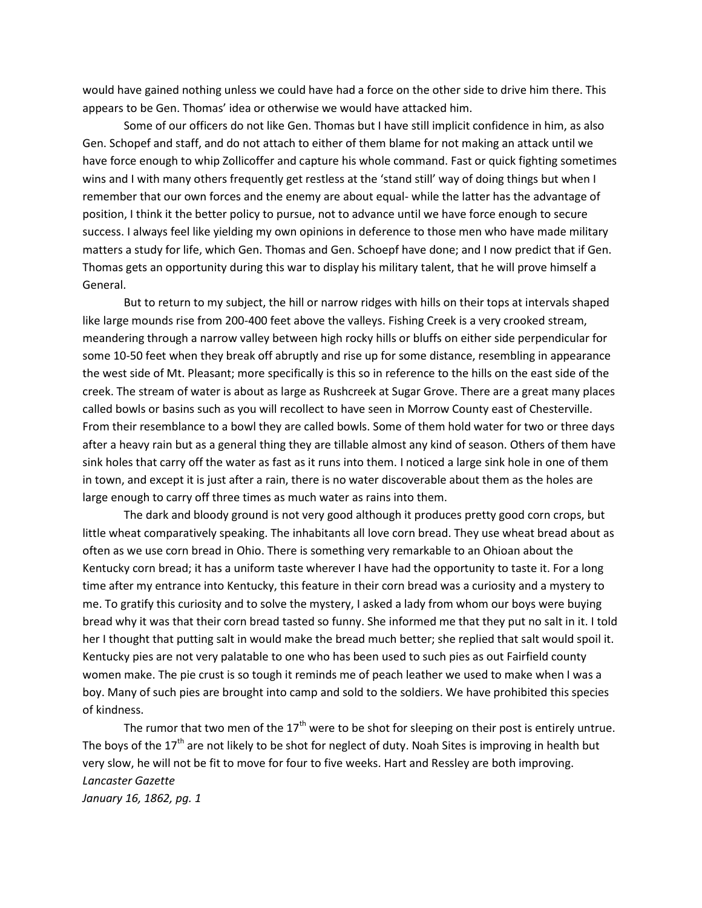would have gained nothing unless we could have had a force on the other side to drive him there. This appears to be Gen. Thomas' idea or otherwise we would have attacked him.

Some of our officers do not like Gen. Thomas but I have still implicit confidence in him, as also Gen. Schopef and staff, and do not attach to either of them blame for not making an attack until we have force enough to whip Zollicoffer and capture his whole command. Fast or quick fighting sometimes wins and I with many others frequently get restless at the 'stand still' way of doing things but when I remember that our own forces and the enemy are about equal- while the latter has the advantage of position, I think it the better policy to pursue, not to advance until we have force enough to secure success. I always feel like yielding my own opinions in deference to those men who have made military matters a study for life, which Gen. Thomas and Gen. Schoepf have done; and I now predict that if Gen. Thomas gets an opportunity during this war to display his military talent, that he will prove himself a General.

But to return to my subject, the hill or narrow ridges with hills on their tops at intervals shaped like large mounds rise from 200-400 feet above the valleys. Fishing Creek is a very crooked stream, meandering through a narrow valley between high rocky hills or bluffs on either side perpendicular for some 10-50 feet when they break off abruptly and rise up for some distance, resembling in appearance the west side of Mt. Pleasant; more specifically is this so in reference to the hills on the east side of the creek. The stream of water is about as large as Rushcreek at Sugar Grove. There are a great many places called bowls or basins such as you will recollect to have seen in Morrow County east of Chesterville. From their resemblance to a bowl they are called bowls. Some of them hold water for two or three days after a heavy rain but as a general thing they are tillable almost any kind of season. Others of them have sink holes that carry off the water as fast as it runs into them. I noticed a large sink hole in one of them in town, and except it is just after a rain, there is no water discoverable about them as the holes are large enough to carry off three times as much water as rains into them.

The dark and bloody ground is not very good although it produces pretty good corn crops, but little wheat comparatively speaking. The inhabitants all love corn bread. They use wheat bread about as often as we use corn bread in Ohio. There is something very remarkable to an Ohioan about the Kentucky corn bread; it has a uniform taste wherever I have had the opportunity to taste it. For a long time after my entrance into Kentucky, this feature in their corn bread was a curiosity and a mystery to me. To gratify this curiosity and to solve the mystery, I asked a lady from whom our boys were buying bread why it was that their corn bread tasted so funny. She informed me that they put no salt in it. I told her I thought that putting salt in would make the bread much better; she replied that salt would spoil it. Kentucky pies are not very palatable to one who has been used to such pies as out Fairfield county women make. The pie crust is so tough it reminds me of peach leather we used to make when I was a boy. Many of such pies are brought into camp and sold to the soldiers. We have prohibited this species of kindness.

The rumor that two men of the 17th were to be shot for sleeping on their post is entirely untrue. The boys of the 17th are not likely to be shot for neglect of duty. Noah Sites is improving in health but very slow, he will not be fit to move for four to five weeks. Hart and Ressley are both improving.

*Lancaster Gazette*

*January 16, 1862, pg. 1*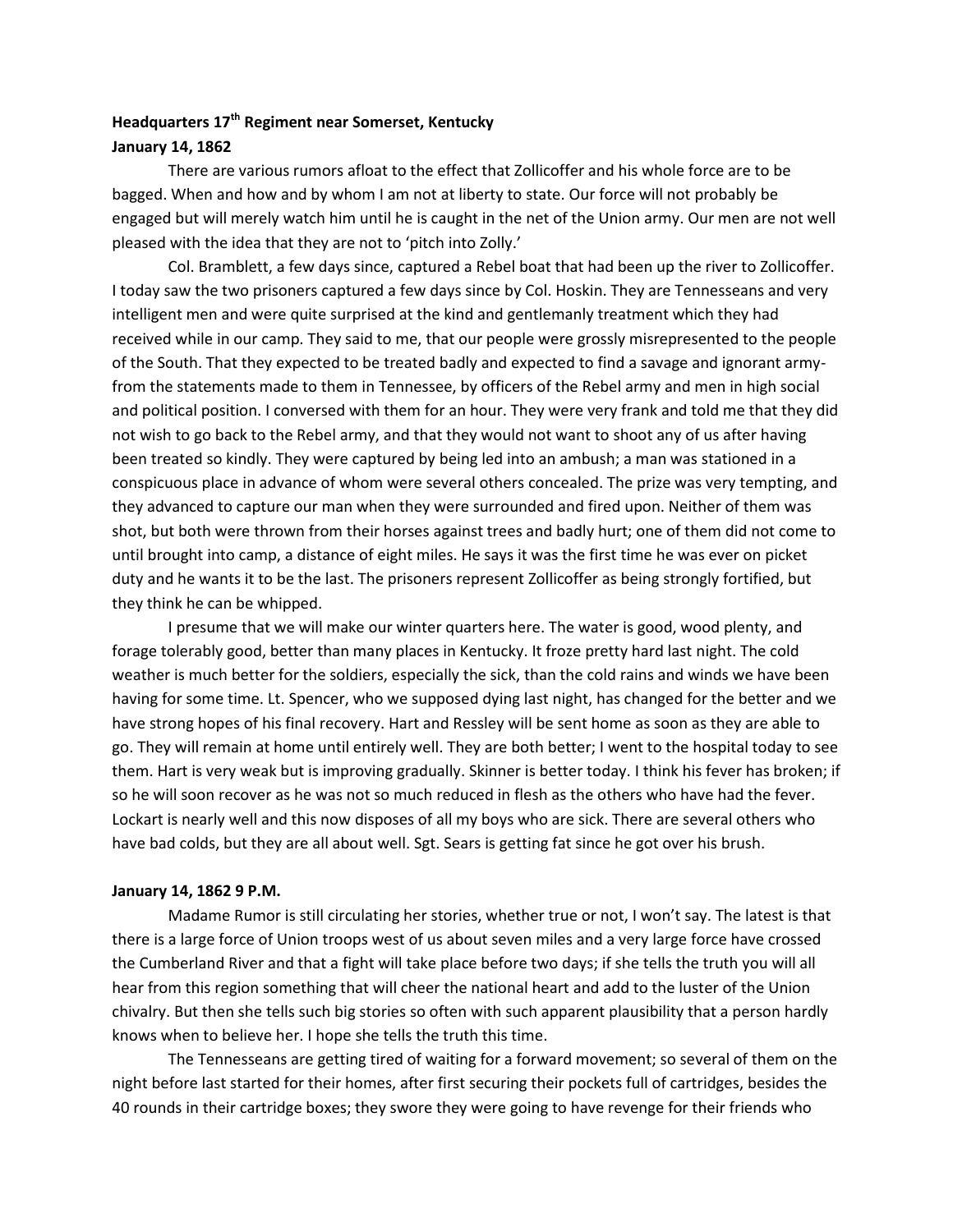**Headquarters 17th Regiment near Somerset, Kentucky**
**January 14, 1862**

There are various rumors afloat to the effect that Zollicoffer and his whole force are to be bagged. When and how and by whom I am not at liberty to state. Our force will not probably be engaged but will merely watch him until he is caught in the net of the Union army. Our men are not well pleased with the idea that they are not to 'pitch into Zolly.'

Col. Bramblett, a few days since, captured a Rebel boat that had been up the river to Zollicoffer. I today saw the two prisoners captured a few days since by Col. Hoskin. They are Tennesseans and very intelligent men and were quite surprised at the kind and gentlemanly treatment which they had received while in our camp. They said to me, that our people were grossly misrepresented to the people of the South. That they expected to be treated badly and expected to find a savage and ignorant army- from the statements made to them in Tennessee, by officers of the Rebel army and men in high social and political position. I conversed with them for an hour. They were very frank and told me that they did not wish to go back to the Rebel army, and that they would not want to shoot any of us after having been treated so kindly. They were captured by being led into an ambush; a man was stationed in a conspicuous place in advance of whom were several others concealed. The prize was very tempting, and they advanced to capture our man when they were surrounded and fired upon. Neither of them was shot, but both were thrown from their horses against trees and badly hurt; one of them did not come to until brought into camp, a distance of eight miles. He says it was the first time he was ever on picket duty and he wants it to be the last. The prisoners represent Zollicoffer as being strongly fortified, but they think he can be whipped.

I presume that we will make our winter quarters here. The water is good, wood plenty, and forage tolerably good, better than many places in Kentucky. It froze pretty hard last night. The cold weather is much better for the soldiers, especially the sick, than the cold rains and winds we have been having for some time. Lt. Spencer, who we supposed dying last night, has changed for the better and we have strong hopes of his final recovery. Hart and Ressley will be sent home as soon as they are able to go. They will remain at home until entirely well. They are both better; I went to the hospital today to see them. Hart is very weak but is improving gradually. Skinner is better today. I think his fever has broken; if so he will soon recover as he was not so much reduced in flesh as the others who have had the fever. Lockart is nearly well and this now disposes of all my boys who are sick. There are several others who have bad colds, but they are all about well. Sgt. Sears is getting fat since he got over his brush.

**January 14, 1862 9 P.M.**

Madame Rumor is still circulating her stories, whether true or not, I won't say. The latest is that there is a large force of Union troops west of us about seven miles and a very large force have crossed the Cumberland River and that a fight will take place before two days; if she tells the truth you will all hear from this region something that will cheer the national heart and add to the luster of the Union chivalry. But then she tells such big stories so often with such apparent plausibility that a person hardly knows when to believe her. I hope she tells the truth this time.

The Tennesseans are getting tired of waiting for a forward movement; so several of them on the night before last started for their homes, after first securing their pockets full of cartridges, besides the 40 rounds in their cartridge boxes; they swore they were going to have revenge for their friends who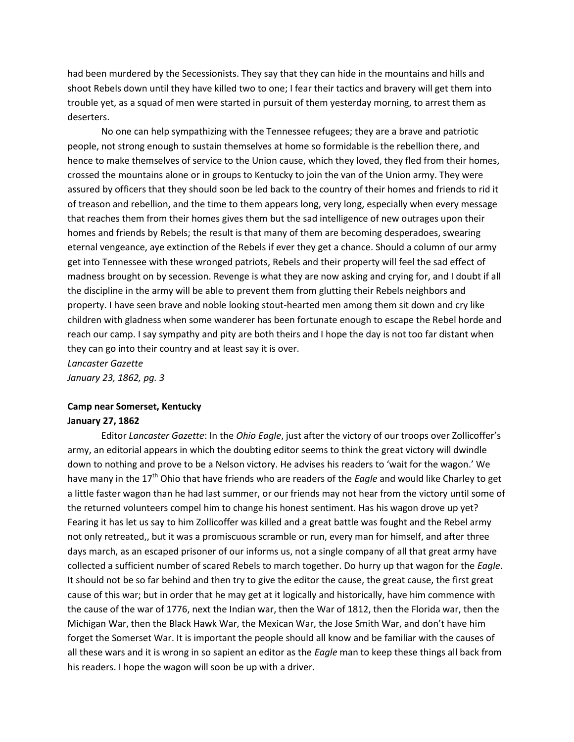had been murdered by the Secessionists. They say that they can hide in the mountains and hills and shoot Rebels down until they have killed two to one; I fear their tactics and bravery will get them into trouble yet, as a squad of men were started in pursuit of them yesterday morning, to arrest them as deserters.

No one can help sympathizing with the Tennessee refugees; they are a brave and patriotic people, not strong enough to sustain themselves at home so formidable is the rebellion there, and hence to make themselves of service to the Union cause, which they loved, they fled from their homes, crossed the mountains alone or in groups to Kentucky to join the van of the Union army. They were assured by officers that they should soon be led back to the country of their homes and friends to rid it of treason and rebellion, and the time to them appears long, very long, especially when every message that reaches them from their homes gives them but the sad intelligence of new outrages upon their homes and friends by Rebels; the result is that many of them are becoming desperadoes, swearing eternal vengeance, aye extinction of the Rebels if ever they get a chance. Should a column of our army get into Tennessee with these wronged patriots, Rebels and their property will feel the sad effect of madness brought on by secession. Revenge is what they are now asking and crying for, and I doubt if all the discipline in the army will be able to prevent them from glutting their Rebels neighbors and property. I have seen brave and noble looking stout-hearted men among them sit down and cry like children with gladness when some wanderer has been fortunate enough to escape the Rebel horde and reach our camp. I say sympathy and pity are both theirs and I hope the day is not too far distant when they can go into their country and at least say it is over.

*Lancaster Gazette*
*January 23, 1862, pg. 3*

**Camp near Somerset, Kentucky**
**January 27, 1862**

Editor *Lancaster Gazette*: In the *Ohio Eagle*, just after the victory of our troops over Zollicoffer's army, an editorial appears in which the doubting editor seems to think the great victory will dwindle down to nothing and prove to be a Nelson victory. He advises his readers to 'wait for the wagon.' We have many in the 17th Ohio that have friends who are readers of the *Eagle* and would like Charley to get a little faster wagon than he had last summer, or our friends may not hear from the victory until some of the returned volunteers compel him to change his honest sentiment. Has his wagon drove up yet? Fearing it has let us say to him Zollicoffer was killed and a great battle was fought and the Rebel army not only retreated,, but it was a promiscuous scramble or run, every man for himself, and after three days march, as an escaped prisoner of our informs us, not a single company of all that great army have collected a sufficient number of scared Rebels to march together. Do hurry up that wagon for the *Eagle*. It should not be so far behind and then try to give the editor the cause, the great cause, the first great cause of this war; but in order that he may get at it logically and historically, have him commence with the cause of the war of 1776, next the Indian war, then the War of 1812, then the Florida war, then the Michigan War, then the Black Hawk War, the Mexican War, the Jose Smith War, and don't have him forget the Somerset War. It is important the people should all know and be familiar with the causes of all these wars and it is wrong in so sapient an editor as the *Eagle* man to keep these things all back from his readers. I hope the wagon will soon be up with a driver.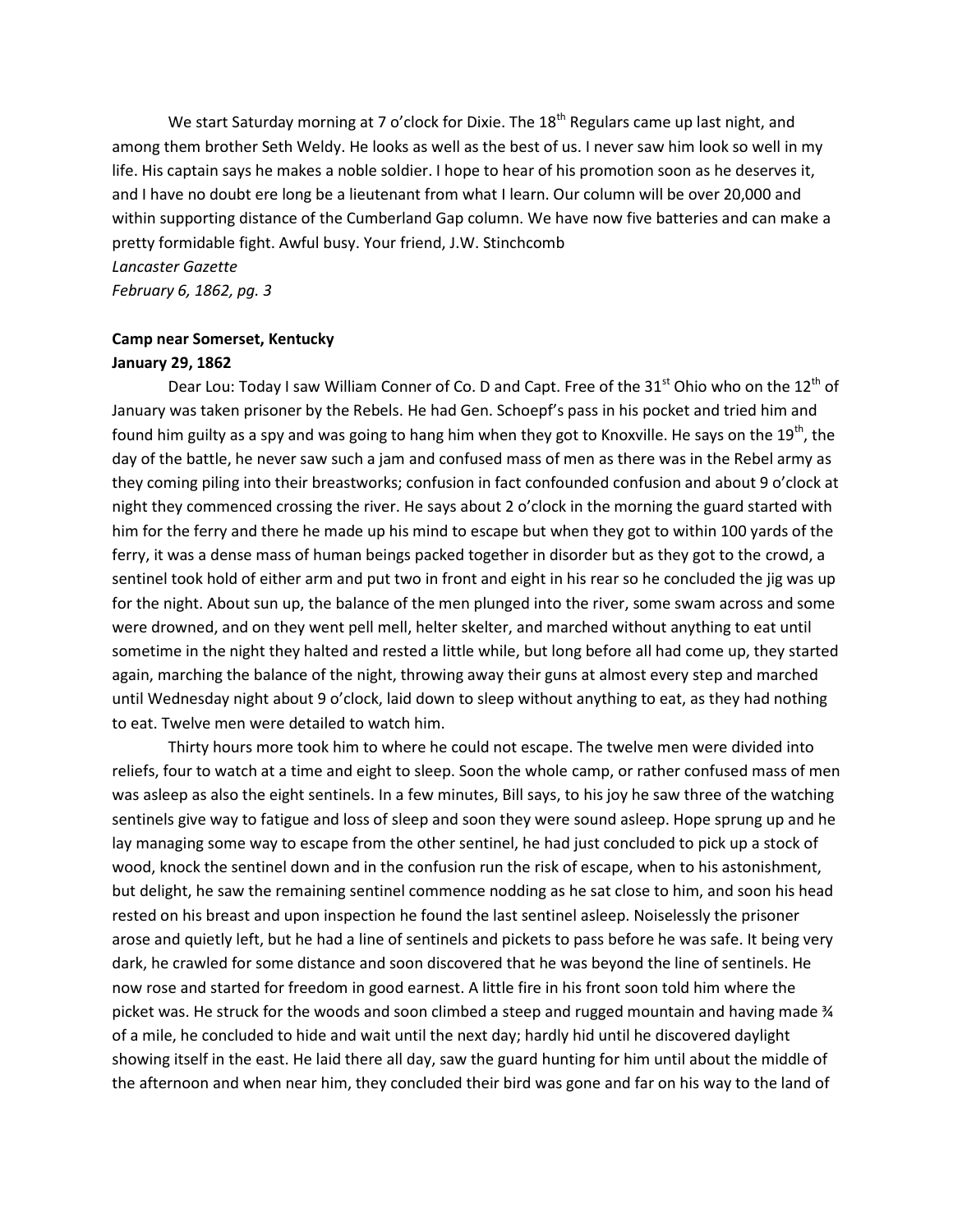We start Saturday morning at 7 o'clock for Dixie. The 18th Regulars came up last night, and among them brother Seth Weldy. He looks as well as the best of us. I never saw him look so well in my life. His captain says he makes a noble soldier. I hope to hear of his promotion soon as he deserves it, and I have no doubt ere long be a lieutenant from what I learn. Our column will be over 20,000 and within supporting distance of the Cumberland Gap column. We have now five batteries and can make a pretty formidable fight. Awful busy. Your friend, J.W. Stinchcomb

*Lancaster Gazette*
*February 6, 1862, pg. 3*

**Camp near Somerset, Kentucky**
**January 29, 1862**

Dear Lou: Today I saw William Conner of Co. D and Capt. Free of the 31st Ohio who on the 12th of January was taken prisoner by the Rebels. He had Gen. Schoepf's pass in his pocket and tried him and found him guilty as a spy and was going to hang him when they got to Knoxville. He says on the 19th, the day of the battle, he never saw such a jam and confused mass of men as there was in the Rebel army as they coming piling into their breastworks; confusion in fact confounded confusion and about 9 o'clock at night they commenced crossing the river. He says about 2 o'clock in the morning the guard started with him for the ferry and there he made up his mind to escape but when they got to within 100 yards of the ferry, it was a dense mass of human beings packed together in disorder but as they got to the crowd, a sentinel took hold of either arm and put two in front and eight in his rear so he concluded the jig was up for the night. About sun up, the balance of the men plunged into the river, some swam across and some were drowned, and on they went pell mell, helter skelter, and marched without anything to eat until sometime in the night they halted and rested a little while, but long before all had come up, they started again, marching the balance of the night, throwing away their guns at almost every step and marched until Wednesday night about 9 o'clock, laid down to sleep without anything to eat, as they had nothing to eat. Twelve men were detailed to watch him.

Thirty hours more took him to where he could not escape. The twelve men were divided into reliefs, four to watch at a time and eight to sleep. Soon the whole camp, or rather confused mass of men was asleep as also the eight sentinels. In a few minutes, Bill says, to his joy he saw three of the watching sentinels give way to fatigue and loss of sleep and soon they were sound asleep. Hope sprung up and he lay managing some way to escape from the other sentinel, he had just concluded to pick up a stock of wood, knock the sentinel down and in the confusion run the risk of escape, when to his astonishment, but delight, he saw the remaining sentinel commence nodding as he sat close to him, and soon his head rested on his breast and upon inspection he found the last sentinel asleep. Noiselessly the prisoner arose and quietly left, but he had a line of sentinels and pickets to pass before he was safe. It being very dark, he crawled for some distance and soon discovered that he was beyond the line of sentinels. He now rose and started for freedom in good earnest. A little fire in his front soon told him where the picket was. He struck for the woods and soon climbed a steep and rugged mountain and having made ¾ of a mile, he concluded to hide and wait until the next day; hardly hid until he discovered daylight showing itself in the east. He laid there all day, saw the guard hunting for him until about the middle of the afternoon and when near him, they concluded their bird was gone and far on his way to the land of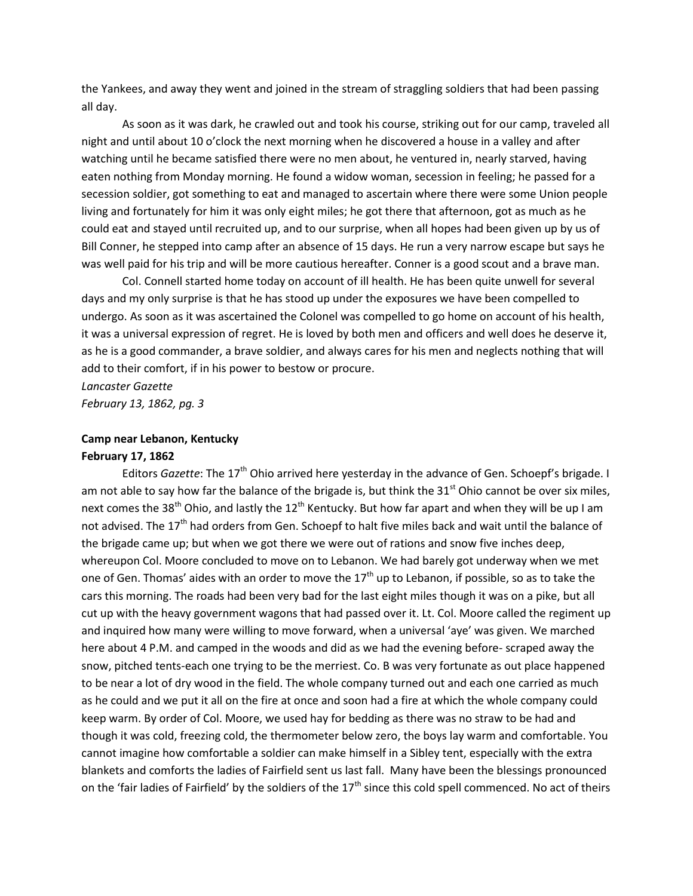the Yankees, and away they went and joined in the stream of straggling soldiers that had been passing all day.

As soon as it was dark, he crawled out and took his course, striking out for our camp, traveled all night and until about 10 o'clock the next morning when he discovered a house in a valley and after watching until he became satisfied there were no men about, he ventured in, nearly starved, having eaten nothing from Monday morning. He found a widow woman, secession in feeling; he passed for a secession soldier, got something to eat and managed to ascertain where there were some Union people living and fortunately for him it was only eight miles; he got there that afternoon, got as much as he could eat and stayed until recruited up, and to our surprise, when all hopes had been given up by us of Bill Conner, he stepped into camp after an absence of 15 days. He run a very narrow escape but says he was well paid for his trip and will be more cautious hereafter. Conner is a good scout and a brave man.

Col. Connell started home today on account of ill health. He has been quite unwell for several days and my only surprise is that he has stood up under the exposures we have been compelled to undergo. As soon as it was ascertained the Colonel was compelled to go home on account of his health, it was a universal expression of regret. He is loved by both men and officers and well does he deserve it, as he is a good commander, a brave soldier, and always cares for his men and neglects nothing that will add to their comfort, if in his power to bestow or procure.

*Lancaster Gazette*
*February 13, 1862, pg. 3*

**Camp near Lebanon, Kentucky**
**February 17, 1862**

Editors *Gazette*: The 17th Ohio arrived here yesterday in the advance of Gen. Schoepf's brigade. I am not able to say how far the balance of the brigade is, but think the 31st Ohio cannot be over six miles, next comes the 38th Ohio, and lastly the 12th Kentucky. But how far apart and when they will be up I am not advised. The 17th had orders from Gen. Schoepf to halt five miles back and wait until the balance of the brigade came up; but when we got there we were out of rations and snow five inches deep, whereupon Col. Moore concluded to move on to Lebanon. We had barely got underway when we met one of Gen. Thomas' aides with an order to move the 17th up to Lebanon, if possible, so as to take the cars this morning. The roads had been very bad for the last eight miles though it was on a pike, but all cut up with the heavy government wagons that had passed over it. Lt. Col. Moore called the regiment up and inquired how many were willing to move forward, when a universal 'aye' was given. We marched here about 4 P.M. and camped in the woods and did as we had the evening before- scraped away the snow, pitched tents-each one trying to be the merriest. Co. B was very fortunate as out place happened to be near a lot of dry wood in the field. The whole company turned out and each one carried as much as he could and we put it all on the fire at once and soon had a fire at which the whole company could keep warm. By order of Col. Moore, we used hay for bedding as there was no straw to be had and though it was cold, freezing cold, the thermometer below zero, the boys lay warm and comfortable. You cannot imagine how comfortable a soldier can make himself in a Sibley tent, especially with the extra blankets and comforts the ladies of Fairfield sent us last fall. Many have been the blessings pronounced on the 'fair ladies of Fairfield' by the soldiers of the 17th since this cold spell commenced. No act of theirs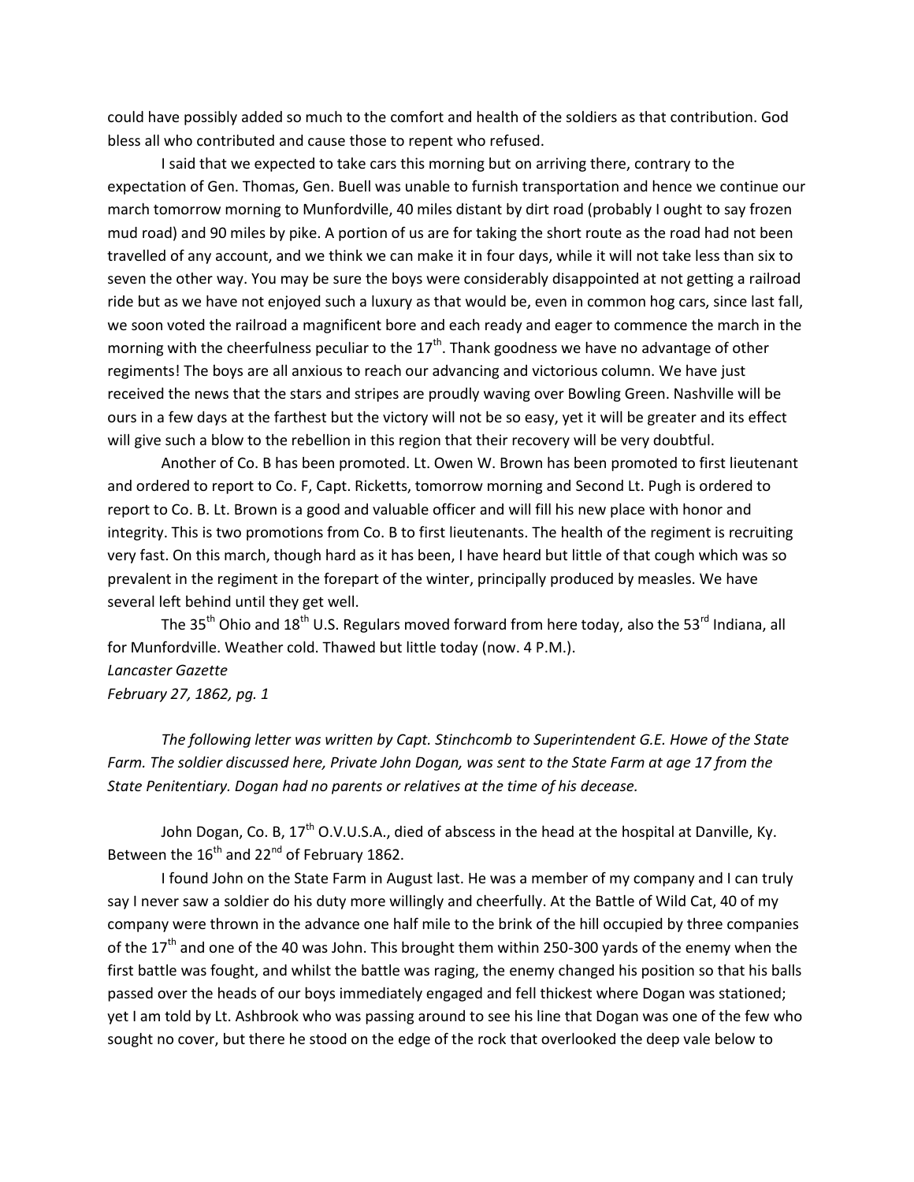could have possibly added so much to the comfort and health of the soldiers as that contribution. God bless all who contributed and cause those to repent who refused.

I said that we expected to take cars this morning but on arriving there, contrary to the expectation of Gen. Thomas, Gen. Buell was unable to furnish transportation and hence we continue our march tomorrow morning to Munfordville, 40 miles distant by dirt road (probably I ought to say frozen mud road) and 90 miles by pike. A portion of us are for taking the short route as the road had not been travelled of any account, and we think we can make it in four days, while it will not take less than six to seven the other way. You may be sure the boys were considerably disappointed at not getting a railroad ride but as we have not enjoyed such a luxury as that would be, even in common hog cars, since last fall, we soon voted the railroad a magnificent bore and each ready and eager to commence the march in the morning with the cheerfulness peculiar to the 17th. Thank goodness we have no advantage of other regiments! The boys are all anxious to reach our advancing and victorious column. We have just received the news that the stars and stripes are proudly waving over Bowling Green. Nashville will be ours in a few days at the farthest but the victory will not be so easy, yet it will be greater and its effect will give such a blow to the rebellion in this region that their recovery will be very doubtful.

Another of Co. B has been promoted. Lt. Owen W. Brown has been promoted to first lieutenant and ordered to report to Co. F, Capt. Ricketts, tomorrow morning and Second Lt. Pugh is ordered to report to Co. B. Lt. Brown is a good and valuable officer and will fill his new place with honor and integrity. This is two promotions from Co. B to first lieutenants. The health of the regiment is recruiting very fast. On this march, though hard as it has been, I have heard but little of that cough which was so prevalent in the regiment in the forepart of the winter, principally produced by measles. We have several left behind until they get well.

The 35th Ohio and 18th U.S. Regulars moved forward from here today, also the 53rd Indiana, all for Munfordville. Weather cold. Thawed but little today (now. 4 P.M.).

*Lancaster Gazette*
*February 27, 1862, pg. 1*

*The following letter was written by Capt. Stinchcomb to Superintendent G.E. Howe of the State Farm. The soldier discussed here, Private John Dogan, was sent to the State Farm at age 17 from the State Penitentiary. Dogan had no parents or relatives at the time of his decease.*

John Dogan, Co. B, 17th O.V.U.S.A., died of abscess in the head at the hospital at Danville, Ky. Between the 16th and 22nd of February 1862.

I found John on the State Farm in August last. He was a member of my company and I can truly say I never saw a soldier do his duty more willingly and cheerfully. At the Battle of Wild Cat, 40 of my company were thrown in the advance one half mile to the brink of the hill occupied by three companies of the 17th and one of the 40 was John. This brought them within 250-300 yards of the enemy when the first battle was fought, and whilst the battle was raging, the enemy changed his position so that his balls passed over the heads of our boys immediately engaged and fell thickest where Dogan was stationed; yet I am told by Lt. Ashbrook who was passing around to see his line that Dogan was one of the few who sought no cover, but there he stood on the edge of the rock that overlooked the deep vale below to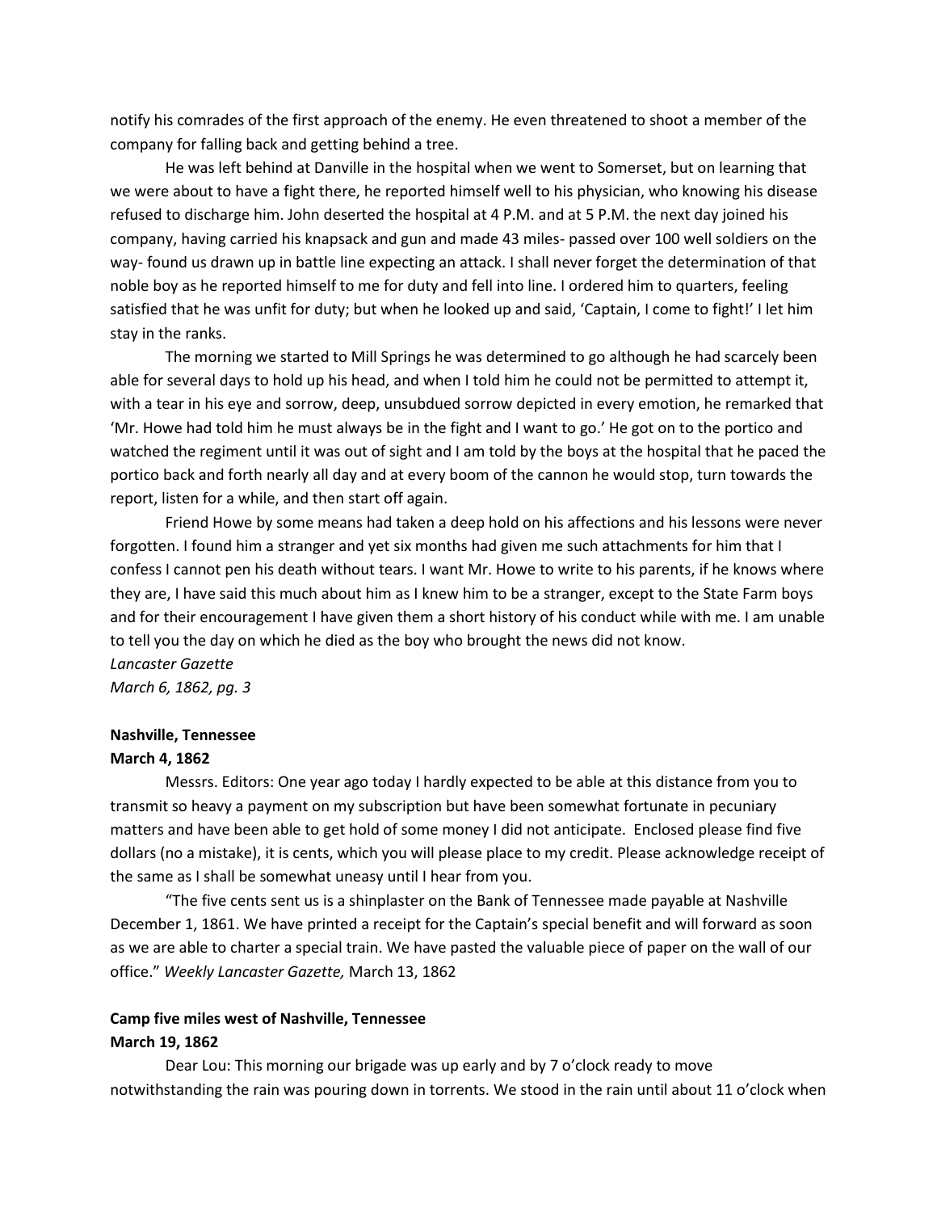notify his comrades of the first approach of the enemy. He even threatened to shoot a member of the company for falling back and getting behind a tree.

He was left behind at Danville in the hospital when we went to Somerset, but on learning that we were about to have a fight there, he reported himself well to his physician, who knowing his disease refused to discharge him. John deserted the hospital at 4 P.M. and at 5 P.M. the next day joined his company, having carried his knapsack and gun and made 43 miles- passed over 100 well soldiers on the way- found us drawn up in battle line expecting an attack. I shall never forget the determination of that noble boy as he reported himself to me for duty and fell into line. I ordered him to quarters, feeling satisfied that he was unfit for duty; but when he looked up and said, 'Captain, I come to fight!' I let him stay in the ranks.

The morning we started to Mill Springs he was determined to go although he had scarcely been able for several days to hold up his head, and when I told him he could not be permitted to attempt it, with a tear in his eye and sorrow, deep, unsubdued sorrow depicted in every emotion, he remarked that 'Mr. Howe had told him he must always be in the fight and I want to go.' He got on to the portico and watched the regiment until it was out of sight and I am told by the boys at the hospital that he paced the portico back and forth nearly all day and at every boom of the cannon he would stop, turn towards the report, listen for a while, and then start off again.

Friend Howe by some means had taken a deep hold on his affections and his lessons were never forgotten. I found him a stranger and yet six months had given me such attachments for him that I confess I cannot pen his death without tears. I want Mr. Howe to write to his parents, if he knows where they are, I have said this much about him as I knew him to be a stranger, except to the State Farm boys and for their encouragement I have given them a short history of his conduct while with me. I am unable to tell you the day on which he died as the boy who brought the news did not know.

*Lancaster Gazette*
*March 6, 1862, pg. 3*

**Nashville, Tennessee**
**March 4, 1862**

Messrs. Editors: One year ago today I hardly expected to be able at this distance from you to transmit so heavy a payment on my subscription but have been somewhat fortunate in pecuniary matters and have been able to get hold of some money I did not anticipate. Enclosed please find five dollars (no a mistake), it is cents, which you will please place to my credit. Please acknowledge receipt of the same as I shall be somewhat uneasy until I hear from you.

"The five cents sent us is a shinplaster on the Bank of Tennessee made payable at Nashville December 1, 1861. We have printed a receipt for the Captain's special benefit and will forward as soon as we are able to charter a special train. We have pasted the valuable piece of paper on the wall of our office." *Weekly Lancaster Gazette,* March 13, 1862

**Camp five miles west of Nashville, Tennessee**
**March 19, 1862**

Dear Lou: This morning our brigade was up early and by 7 o'clock ready to move notwithstanding the rain was pouring down in torrents. We stood in the rain until about 11 o'clock when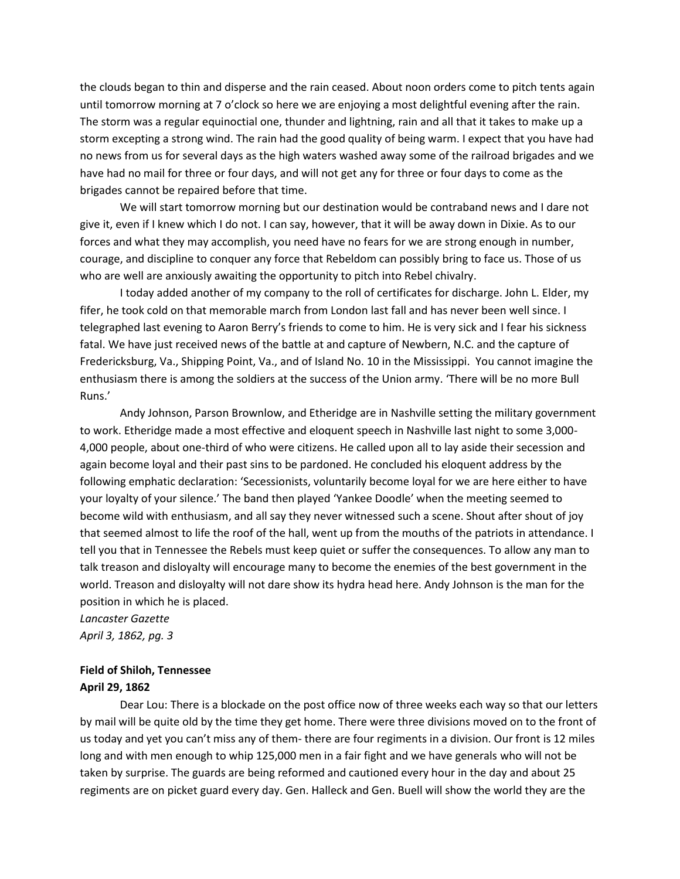the clouds began to thin and disperse and the rain ceased. About noon orders come to pitch tents again until tomorrow morning at 7 o'clock so here we are enjoying a most delightful evening after the rain. The storm was a regular equinoctial one, thunder and lightning, rain and all that it takes to make up a storm excepting a strong wind. The rain had the good quality of being warm. I expect that you have had no news from us for several days as the high waters washed away some of the railroad brigades and we have had no mail for three or four days, and will not get any for three or four days to come as the brigades cannot be repaired before that time.

We will start tomorrow morning but our destination would be contraband news and I dare not give it, even if I knew which I do not. I can say, however, that it will be away down in Dixie. As to our forces and what they may accomplish, you need have no fears for we are strong enough in number, courage, and discipline to conquer any force that Rebeldom can possibly bring to face us. Those of us who are well are anxiously awaiting the opportunity to pitch into Rebel chivalry.

I today added another of my company to the roll of certificates for discharge. John L. Elder, my fifer, he took cold on that memorable march from London last fall and has never been well since. I telegraphed last evening to Aaron Berry's friends to come to him. He is very sick and I fear his sickness fatal. We have just received news of the battle at and capture of Newbern, N.C. and the capture of Fredericksburg, Va., Shipping Point, Va., and of Island No. 10 in the Mississippi. You cannot imagine the enthusiasm there is among the soldiers at the success of the Union army. 'There will be no more Bull Runs.'

Andy Johnson, Parson Brownlow, and Etheridge are in Nashville setting the military government to work. Etheridge made a most effective and eloquent speech in Nashville last night to some 3,000-4,000 people, about one-third of who were citizens. He called upon all to lay aside their secession and again become loyal and their past sins to be pardoned. He concluded his eloquent address by the following emphatic declaration: 'Secessionists, voluntarily become loyal for we are here either to have your loyalty of your silence.' The band then played 'Yankee Doodle' when the meeting seemed to become wild with enthusiasm, and all say they never witnessed such a scene. Shout after shout of joy that seemed almost to life the roof of the hall, went up from the mouths of the patriots in attendance. I tell you that in Tennessee the Rebels must keep quiet or suffer the consequences. To allow any man to talk treason and disloyalty will encourage many to become the enemies of the best government in the world. Treason and disloyalty will not dare show its hydra head here. Andy Johnson is the man for the position in which he is placed.

*Lancaster Gazette*
*April 3, 1862, pg. 3*

**Field of Shiloh, Tennessee**
**April 29, 1862**

Dear Lou: There is a blockade on the post office now of three weeks each way so that our letters by mail will be quite old by the time they get home. There were three divisions moved on to the front of us today and yet you can't miss any of them- there are four regiments in a division. Our front is 12 miles long and with men enough to whip 125,000 men in a fair fight and we have generals who will not be taken by surprise. The guards are being reformed and cautioned every hour in the day and about 25 regiments are on picket guard every day. Gen. Halleck and Gen. Buell will show the world they are the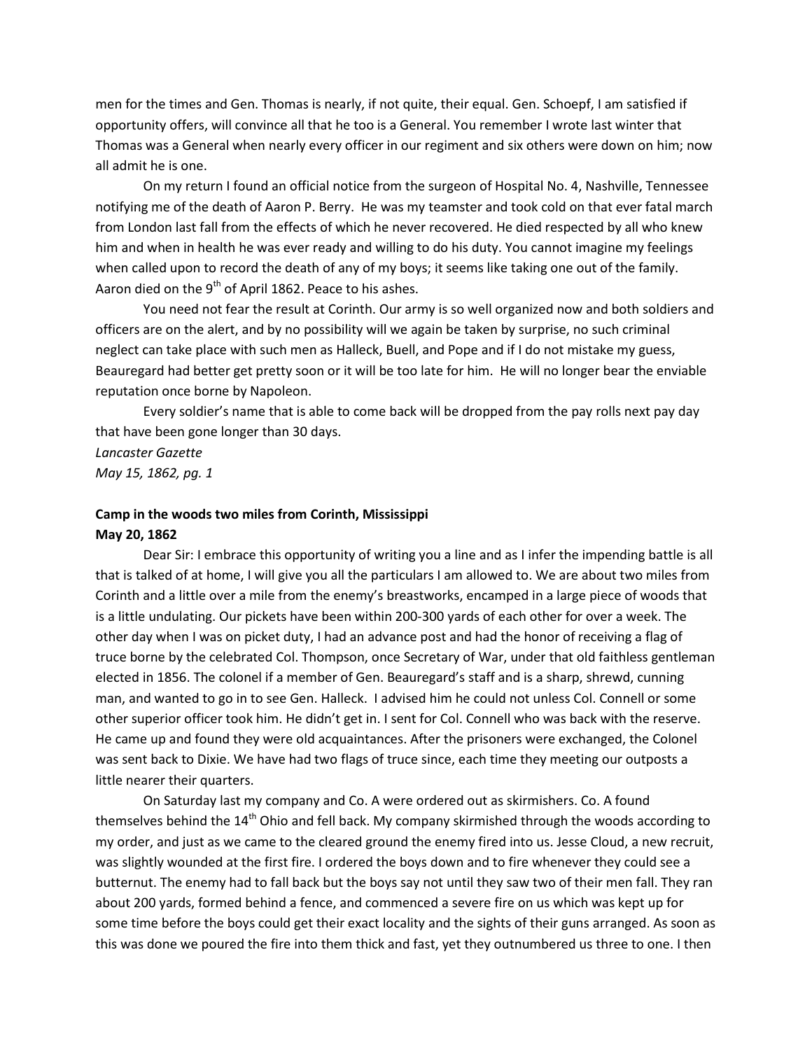men for the times and Gen. Thomas is nearly, if not quite, their equal. Gen. Schoepf, I am satisfied if opportunity offers, will convince all that he too is a General. You remember I wrote last winter that Thomas was a General when nearly every officer in our regiment and six others were down on him; now all admit he is one.

On my return I found an official notice from the surgeon of Hospital No. 4, Nashville, Tennessee notifying me of the death of Aaron P. Berry. He was my teamster and took cold on that ever fatal march from London last fall from the effects of which he never recovered. He died respected by all who knew him and when in health he was ever ready and willing to do his duty. You cannot imagine my feelings when called upon to record the death of any of my boys; it seems like taking one out of the family. Aaron died on the 9th of April 1862. Peace to his ashes.

You need not fear the result at Corinth. Our army is so well organized now and both soldiers and officers are on the alert, and by no possibility will we again be taken by surprise, no such criminal neglect can take place with such men as Halleck, Buell, and Pope and if I do not mistake my guess, Beauregard had better get pretty soon or it will be too late for him. He will no longer bear the enviable reputation once borne by Napoleon.

Every soldier's name that is able to come back will be dropped from the pay rolls next pay day that have been gone longer than 30 days.

*Lancaster Gazette*
*May 15, 1862, pg. 1*

**Camp in the woods two miles from Corinth, Mississippi**
**May 20, 1862**

Dear Sir: I embrace this opportunity of writing you a line and as I infer the impending battle is all that is talked of at home, I will give you all the particulars I am allowed to. We are about two miles from Corinth and a little over a mile from the enemy's breastworks, encamped in a large piece of woods that is a little undulating. Our pickets have been within 200-300 yards of each other for over a week. The other day when I was on picket duty, I had an advance post and had the honor of receiving a flag of truce borne by the celebrated Col. Thompson, once Secretary of War, under that old faithless gentleman elected in 1856. The colonel if a member of Gen. Beauregard's staff and is a sharp, shrewd, cunning man, and wanted to go in to see Gen. Halleck. I advised him he could not unless Col. Connell or some other superior officer took him. He didn't get in. I sent for Col. Connell who was back with the reserve. He came up and found they were old acquaintances. After the prisoners were exchanged, the Colonel was sent back to Dixie. We have had two flags of truce since, each time they meeting our outposts a little nearer their quarters.

On Saturday last my company and Co. A were ordered out as skirmishers. Co. A found themselves behind the 14th Ohio and fell back. My company skirmished through the woods according to my order, and just as we came to the cleared ground the enemy fired into us. Jesse Cloud, a new recruit, was slightly wounded at the first fire. I ordered the boys down and to fire whenever they could see a butternut. The enemy had to fall back but the boys say not until they saw two of their men fall. They ran about 200 yards, formed behind a fence, and commenced a severe fire on us which was kept up for some time before the boys could get their exact locality and the sights of their guns arranged. As soon as this was done we poured the fire into them thick and fast, yet they outnumbered us three to one. I then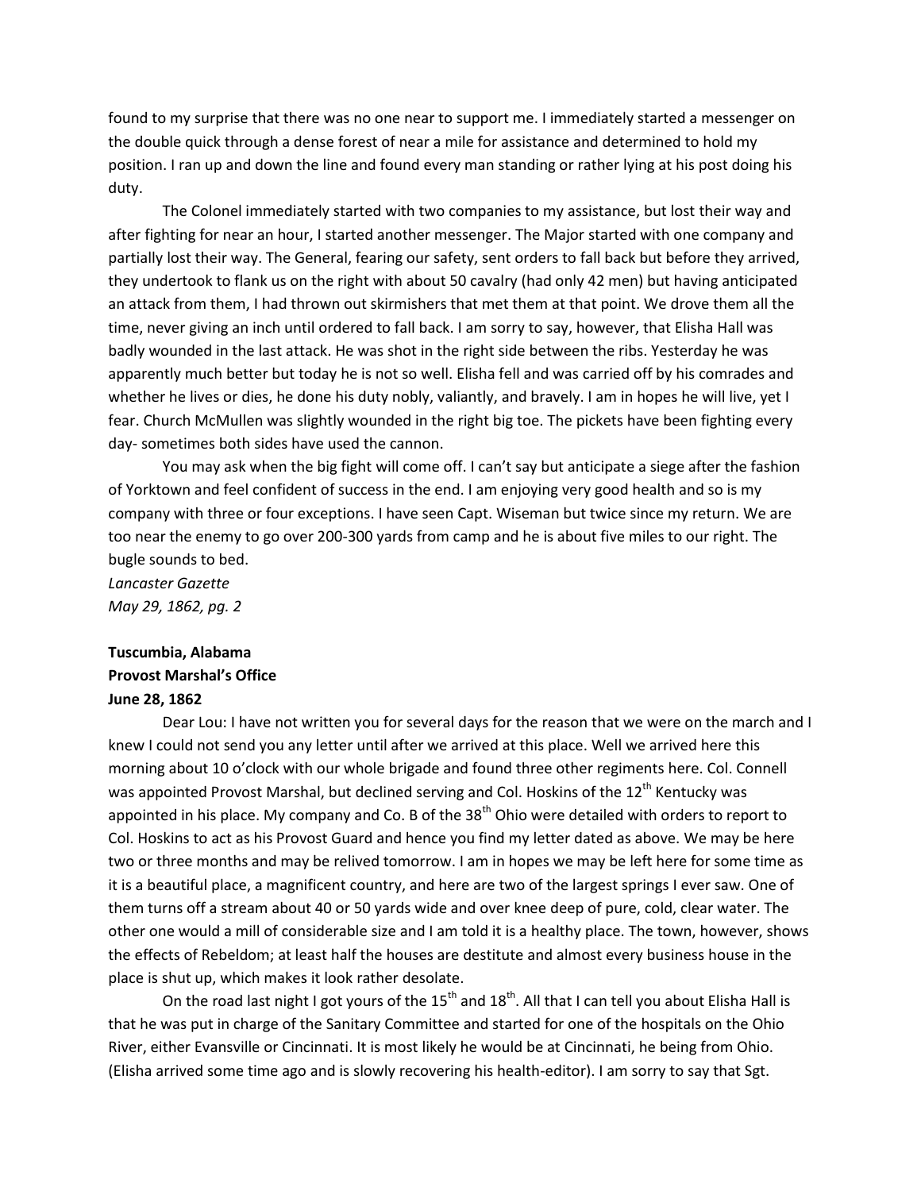found to my surprise that there was no one near to support me. I immediately started a messenger on the double quick through a dense forest of near a mile for assistance and determined to hold my position. I ran up and down the line and found every man standing or rather lying at his post doing his duty.

The Colonel immediately started with two companies to my assistance, but lost their way and after fighting for near an hour, I started another messenger. The Major started with one company and partially lost their way. The General, fearing our safety, sent orders to fall back but before they arrived, they undertook to flank us on the right with about 50 cavalry (had only 42 men) but having anticipated an attack from them, I had thrown out skirmishers that met them at that point. We drove them all the time, never giving an inch until ordered to fall back. I am sorry to say, however, that Elisha Hall was badly wounded in the last attack. He was shot in the right side between the ribs. Yesterday he was apparently much better but today he is not so well. Elisha fell and was carried off by his comrades and whether he lives or dies, he done his duty nobly, valiantly, and bravely. I am in hopes he will live, yet I fear. Church McMullen was slightly wounded in the right big toe. The pickets have been fighting every day- sometimes both sides have used the cannon.

You may ask when the big fight will come off. I can't say but anticipate a siege after the fashion of Yorktown and feel confident of success in the end. I am enjoying very good health and so is my company with three or four exceptions. I have seen Capt. Wiseman but twice since my return. We are too near the enemy to go over 200-300 yards from camp and he is about five miles to our right. The bugle sounds to bed.

*Lancaster Gazette*
*May 29, 1862, pg. 2*

**Tuscumbia, Alabama**
**Provost Marshal's Office**
**June 28, 1862**

Dear Lou: I have not written you for several days for the reason that we were on the march and I knew I could not send you any letter until after we arrived at this place. Well we arrived here this morning about 10 o'clock with our whole brigade and found three other regiments here. Col. Connell was appointed Provost Marshal, but declined serving and Col. Hoskins of the 12th Kentucky was appointed in his place. My company and Co. B of the 38th Ohio were detailed with orders to report to Col. Hoskins to act as his Provost Guard and hence you find my letter dated as above. We may be here two or three months and may be relived tomorrow. I am in hopes we may be left here for some time as it is a beautiful place, a magnificent country, and here are two of the largest springs I ever saw. One of them turns off a stream about 40 or 50 yards wide and over knee deep of pure, cold, clear water. The other one would a mill of considerable size and I am told it is a healthy place. The town, however, shows the effects of Rebeldom; at least half the houses are destitute and almost every business house in the place is shut up, which makes it look rather desolate.

On the road last night I got yours of the 15th and 18th. All that I can tell you about Elisha Hall is that he was put in charge of the Sanitary Committee and started for one of the hospitals on the Ohio River, either Evansville or Cincinnati. It is most likely he would be at Cincinnati, he being from Ohio. (Elisha arrived some time ago and is slowly recovering his health-editor). I am sorry to say that Sgt.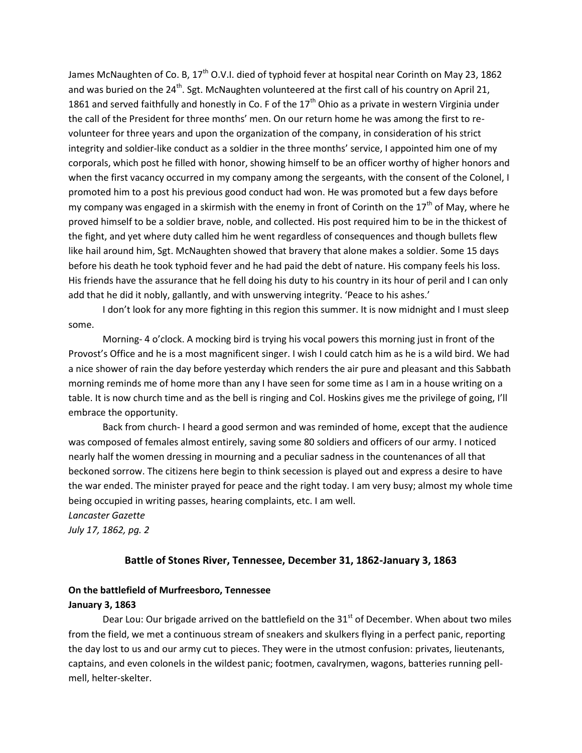James McNaughten of Co. B, 17th O.V.I. died of typhoid fever at hospital near Corinth on May 23, 1862 and was buried on the 24th. Sgt. McNaughten volunteered at the first call of his country on April 21, 1861 and served faithfully and honestly in Co. F of the 17th Ohio as a private in western Virginia under the call of the President for three months' men. On our return home he was among the first to re-volunteer for three years and upon the organization of the company, in consideration of his strict integrity and soldier-like conduct as a soldier in the three months' service, I appointed him one of my corporals, which post he filled with honor, showing himself to be an officer worthy of higher honors and when the first vacancy occurred in my company among the sergeants, with the consent of the Colonel, I promoted him to a post his previous good conduct had won. He was promoted but a few days before my company was engaged in a skirmish with the enemy in front of Corinth on the 17th of May, where he proved himself to be a soldier brave, noble, and collected. His post required him to be in the thickest of the fight, and yet where duty called him he went regardless of consequences and though bullets flew like hail around him, Sgt. McNaughten showed that bravery that alone makes a soldier. Some 15 days before his death he took typhoid fever and he had paid the debt of nature. His company feels his loss. His friends have the assurance that he fell doing his duty to his country in its hour of peril and I can only add that he did it nobly, gallantly, and with unswerving integrity. 'Peace to his ashes.'

I don't look for any more fighting in this region this summer. It is now midnight and I must sleep some.

Morning- 4 o'clock. A mocking bird is trying his vocal powers this morning just in front of the Provost's Office and he is a most magnificent singer. I wish I could catch him as he is a wild bird. We had a nice shower of rain the day before yesterday which renders the air pure and pleasant and this Sabbath morning reminds me of home more than any I have seen for some time as I am in a house writing on a table. It is now church time and as the bell is ringing and Col. Hoskins gives me the privilege of going, I'll embrace the opportunity.

Back from church- I heard a good sermon and was reminded of home, except that the audience was composed of females almost entirely, saving some 80 soldiers and officers of our army. I noticed nearly half the women dressing in mourning and a peculiar sadness in the countenances of all that beckoned sorrow. The citizens here begin to think secession is played out and express a desire to have the war ended. The minister prayed for peace and the right today. I am very busy; almost my whole time being occupied in writing passes, hearing complaints, etc. I am well.

*Lancaster Gazette*
*July 17, 1862, pg. 2*

## Battle of Stones River, Tennessee, December 31, 1862-January 3, 1863

**On the battlefield of Murfreesboro, Tennessee**
**January 3, 1863**

Dear Lou: Our brigade arrived on the battlefield on the 31st of December. When about two miles from the field, we met a continuous stream of sneakers and skulkers flying in a perfect panic, reporting the day lost to us and our army cut to pieces. They were in the utmost confusion: privates, lieutenants, captains, and even colonels in the wildest panic; footmen, cavalrymen, wagons, batteries running pell-mell, helter-skelter.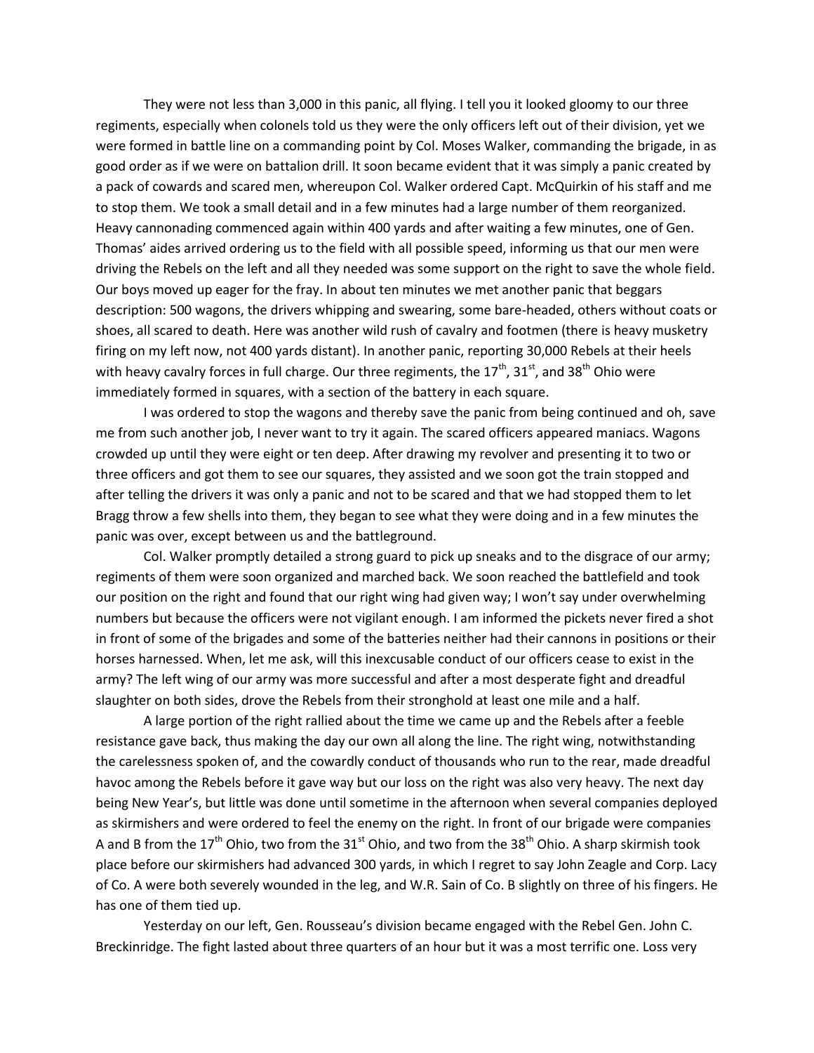They were not less than 3,000 in this panic, all flying. I tell you it looked gloomy to our three regiments, especially when colonels told us they were the only officers left out of their division, yet we were formed in battle line on a commanding point by Col. Moses Walker, commanding the brigade, in as good order as if we were on battalion drill. It soon became evident that it was simply a panic created by a pack of cowards and scared men, whereupon Col. Walker ordered Capt. McQuirkin of his staff and me to stop them. We took a small detail and in a few minutes had a large number of them reorganized. Heavy cannonading commenced again within 400 yards and after waiting a few minutes, one of Gen. Thomas' aides arrived ordering us to the field with all possible speed, informing us that our men were driving the Rebels on the left and all they needed was some support on the right to save the whole field. Our boys moved up eager for the fray. In about ten minutes we met another panic that beggars description: 500 wagons, the drivers whipping and swearing, some bare-headed, others without coats or shoes, all scared to death. Here was another wild rush of cavalry and footmen (there is heavy musketry firing on my left now, not 400 yards distant). In another panic, reporting 30,000 Rebels at their heels with heavy cavalry forces in full charge. Our three regiments, the 17th, 31st, and 38th Ohio were immediately formed in squares, with a section of the battery in each square.

I was ordered to stop the wagons and thereby save the panic from being continued and oh, save me from such another job, I never want to try it again. The scared officers appeared maniacs. Wagons crowded up until they were eight or ten deep. After drawing my revolver and presenting it to two or three officers and got them to see our squares, they assisted and we soon got the train stopped and after telling the drivers it was only a panic and not to be scared and that we had stopped them to let Bragg throw a few shells into them, they began to see what they were doing and in a few minutes the panic was over, except between us and the battleground.

Col. Walker promptly detailed a strong guard to pick up sneaks and to the disgrace of our army; regiments of them were soon organized and marched back. We soon reached the battlefield and took our position on the right and found that our right wing had given way; I won't say under overwhelming numbers but because the officers were not vigilant enough. I am informed the pickets never fired a shot in front of some of the brigades and some of the batteries neither had their cannons in positions or their horses harnessed. When, let me ask, will this inexcusable conduct of our officers cease to exist in the army? The left wing of our army was more successful and after a most desperate fight and dreadful slaughter on both sides, drove the Rebels from their stronghold at least one mile and a half.

A large portion of the right rallied about the time we came up and the Rebels after a feeble resistance gave back, thus making the day our own all along the line. The right wing, notwithstanding the carelessness spoken of, and the cowardly conduct of thousands who run to the rear, made dreadful havoc among the Rebels before it gave way but our loss on the right was also very heavy. The next day being New Year's, but little was done until sometime in the afternoon when several companies deployed as skirmishers and were ordered to feel the enemy on the right. In front of our brigade were companies A and B from the 17th Ohio, two from the 31st Ohio, and two from the 38th Ohio. A sharp skirmish took place before our skirmishers had advanced 300 yards, in which I regret to say John Zeagle and Corp. Lacy of Co. A were both severely wounded in the leg, and W.R. Sain of Co. B slightly on three of his fingers. He has one of them tied up.

Yesterday on our left, Gen. Rousseau's division became engaged with the Rebel Gen. John C. Breckinridge. The fight lasted about three quarters of an hour but it was a most terrific one. Loss very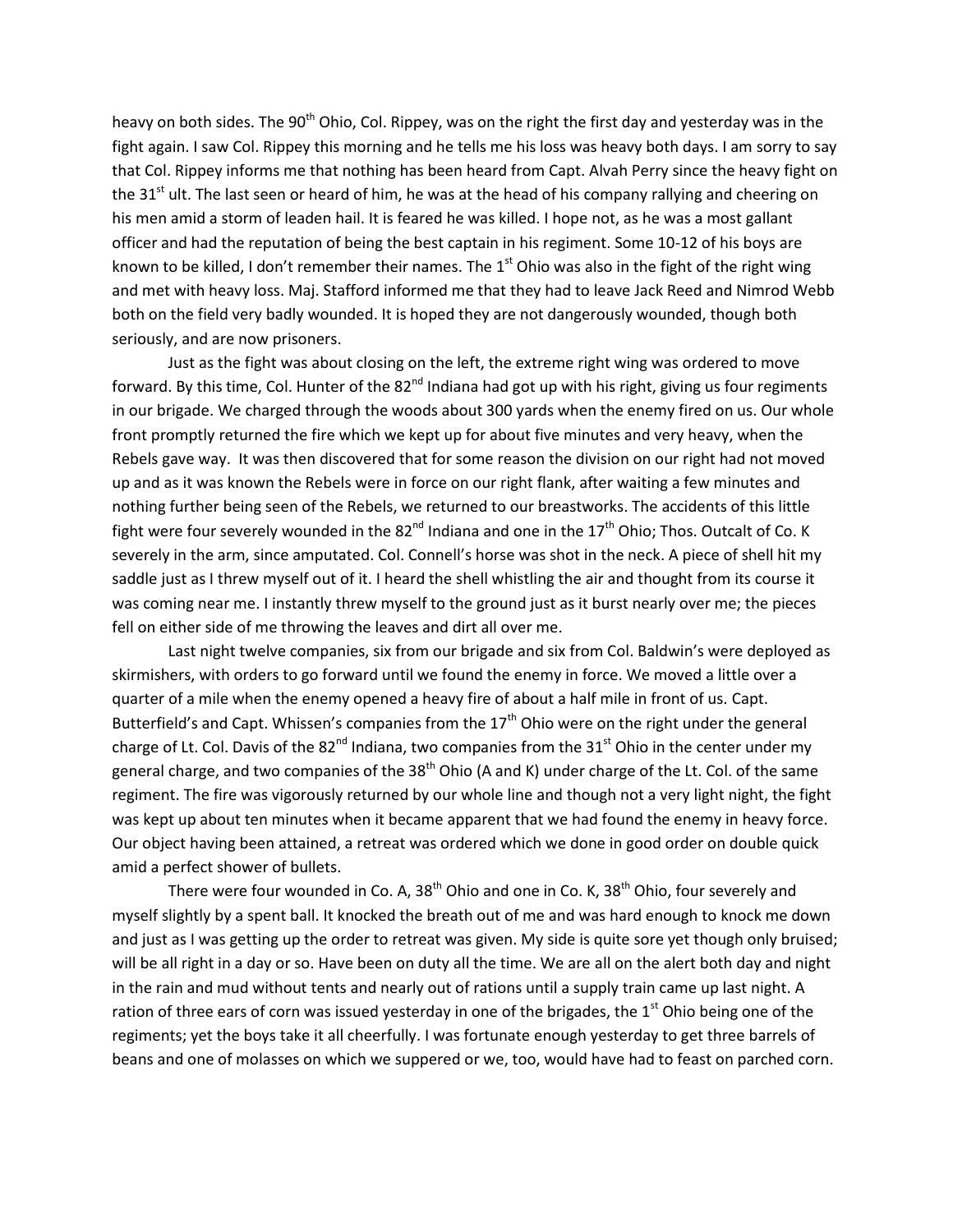heavy on both sides. The 90th Ohio, Col. Rippey, was on the right the first day and yesterday was in the fight again. I saw Col. Rippey this morning and he tells me his loss was heavy both days. I am sorry to say that Col. Rippey informs me that nothing has been heard from Capt. Alvah Perry since the heavy fight on the 31st ult. The last seen or heard of him, he was at the head of his company rallying and cheering on his men amid a storm of leaden hail. It is feared he was killed. I hope not, as he was a most gallant officer and had the reputation of being the best captain in his regiment. Some 10-12 of his boys are known to be killed, I don't remember their names. The 1st Ohio was also in the fight of the right wing and met with heavy loss. Maj. Stafford informed me that they had to leave Jack Reed and Nimrod Webb both on the field very badly wounded. It is hoped they are not dangerously wounded, though both seriously, and are now prisoners.

Just as the fight was about closing on the left, the extreme right wing was ordered to move forward. By this time, Col. Hunter of the 82nd Indiana had got up with his right, giving us four regiments in our brigade. We charged through the woods about 300 yards when the enemy fired on us. Our whole front promptly returned the fire which we kept up for about five minutes and very heavy, when the Rebels gave way. It was then discovered that for some reason the division on our right had not moved up and as it was known the Rebels were in force on our right flank, after waiting a few minutes and nothing further being seen of the Rebels, we returned to our breastworks. The accidents of this little fight were four severely wounded in the 82nd Indiana and one in the 17th Ohio; Thos. Outcalt of Co. K severely in the arm, since amputated. Col. Connell's horse was shot in the neck. A piece of shell hit my saddle just as I threw myself out of it. I heard the shell whistling the air and thought from its course it was coming near me. I instantly threw myself to the ground just as it burst nearly over me; the pieces fell on either side of me throwing the leaves and dirt all over me.

Last night twelve companies, six from our brigade and six from Col. Baldwin's were deployed as skirmishers, with orders to go forward until we found the enemy in force. We moved a little over a quarter of a mile when the enemy opened a heavy fire of about a half mile in front of us. Capt. Butterfield's and Capt. Whissen's companies from the 17th Ohio were on the right under the general charge of Lt. Col. Davis of the 82nd Indiana, two companies from the 31st Ohio in the center under my general charge, and two companies of the 38th Ohio (A and K) under charge of the Lt. Col. of the same regiment. The fire was vigorously returned by our whole line and though not a very light night, the fight was kept up about ten minutes when it became apparent that we had found the enemy in heavy force. Our object having been attained, a retreat was ordered which we done in good order on double quick amid a perfect shower of bullets.

There were four wounded in Co. A, 38th Ohio and one in Co. K, 38th Ohio, four severely and myself slightly by a spent ball. It knocked the breath out of me and was hard enough to knock me down and just as I was getting up the order to retreat was given. My side is quite sore yet though only bruised; will be all right in a day or so. Have been on duty all the time. We are all on the alert both day and night in the rain and mud without tents and nearly out of rations until a supply train came up last night. A ration of three ears of corn was issued yesterday in one of the brigades, the 1st Ohio being one of the regiments; yet the boys take it all cheerfully. I was fortunate enough yesterday to get three barrels of beans and one of molasses on which we suppered or we, too, would have had to feast on parched corn.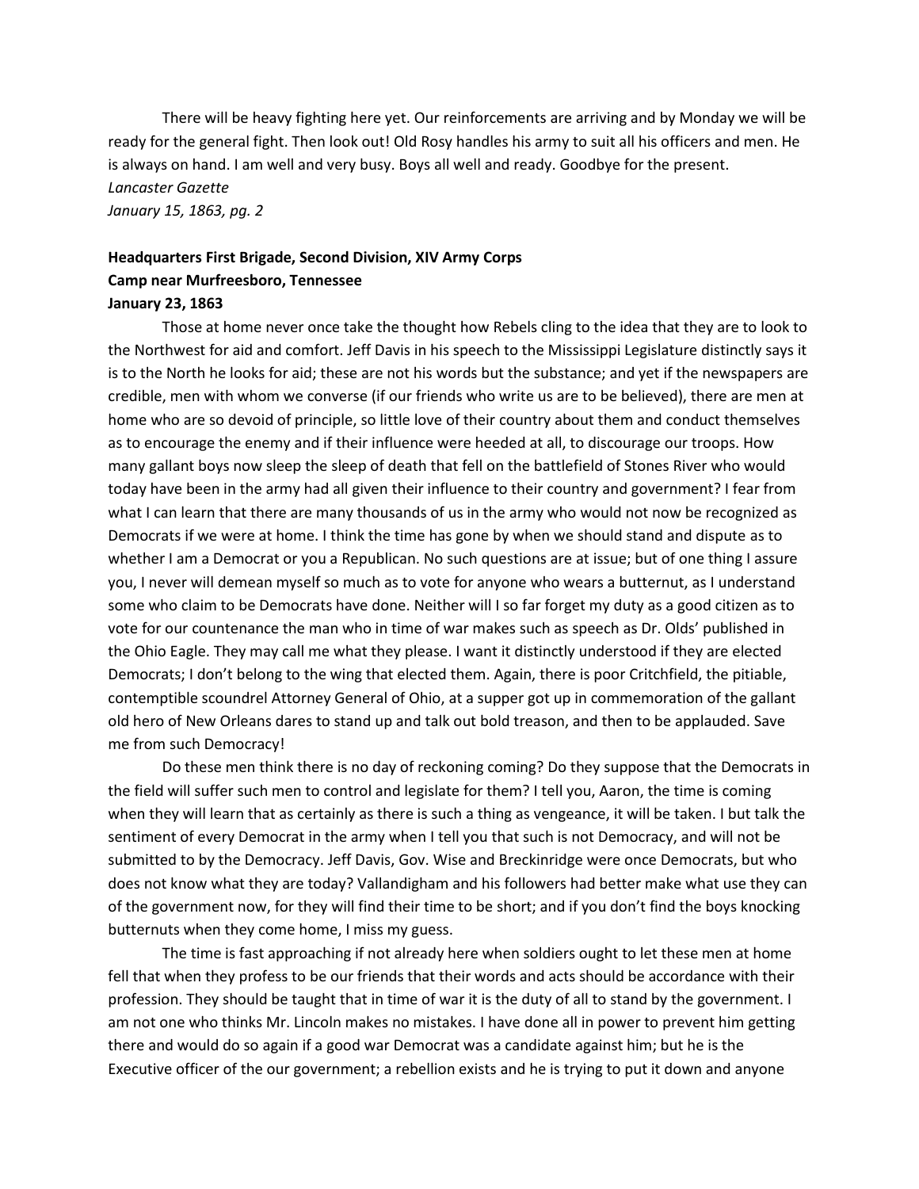There will be heavy fighting here yet. Our reinforcements are arriving and by Monday we will be ready for the general fight. Then look out! Old Rosy handles his army to suit all his officers and men. He is always on hand. I am well and very busy. Boys all well and ready. Goodbye for the present.

*Lancaster Gazette*
*January 15, 1863, pg. 2*

**Headquarters First Brigade, Second Division, XIV Army Corps**
**Camp near Murfreesboro, Tennessee**
**January 23, 1863**

Those at home never once take the thought how Rebels cling to the idea that they are to look to the Northwest for aid and comfort. Jeff Davis in his speech to the Mississippi Legislature distinctly says it is to the North he looks for aid; these are not his words but the substance; and yet if the newspapers are credible, men with whom we converse (if our friends who write us are to be believed), there are men at home who are so devoid of principle, so little love of their country about them and conduct themselves as to encourage the enemy and if their influence were heeded at all, to discourage our troops. How many gallant boys now sleep the sleep of death that fell on the battlefield of Stones River who would today have been in the army had all given their influence to their country and government? I fear from what I can learn that there are many thousands of us in the army who would not now be recognized as Democrats if we were at home. I think the time has gone by when we should stand and dispute as to whether I am a Democrat or you a Republican. No such questions are at issue; but of one thing I assure you, I never will demean myself so much as to vote for anyone who wears a butternut, as I understand some who claim to be Democrats have done. Neither will I so far forget my duty as a good citizen as to vote for our countenance the man who in time of war makes such as speech as Dr. Olds' published in the Ohio Eagle. They may call me what they please. I want it distinctly understood if they are elected Democrats; I don't belong to the wing that elected them. Again, there is poor Critchfield, the pitiable, contemptible scoundrel Attorney General of Ohio, at a supper got up in commemoration of the gallant old hero of New Orleans dares to stand up and talk out bold treason, and then to be applauded. Save me from such Democracy!

Do these men think there is no day of reckoning coming? Do they suppose that the Democrats in the field will suffer such men to control and legislate for them? I tell you, Aaron, the time is coming when they will learn that as certainly as there is such a thing as vengeance, it will be taken. I but talk the sentiment of every Democrat in the army when I tell you that such is not Democracy, and will not be submitted to by the Democracy. Jeff Davis, Gov. Wise and Breckinridge were once Democrats, but who does not know what they are today? Vallandigham and his followers had better make what use they can of the government now, for they will find their time to be short; and if you don't find the boys knocking butternuts when they come home, I miss my guess.

The time is fast approaching if not already here when soldiers ought to let these men at home fell that when they profess to be our friends that their words and acts should be accordance with their profession. They should be taught that in time of war it is the duty of all to stand by the government. I am not one who thinks Mr. Lincoln makes no mistakes. I have done all in power to prevent him getting there and would do so again if a good war Democrat was a candidate against him; but he is the Executive officer of the our government; a rebellion exists and he is trying to put it down and anyone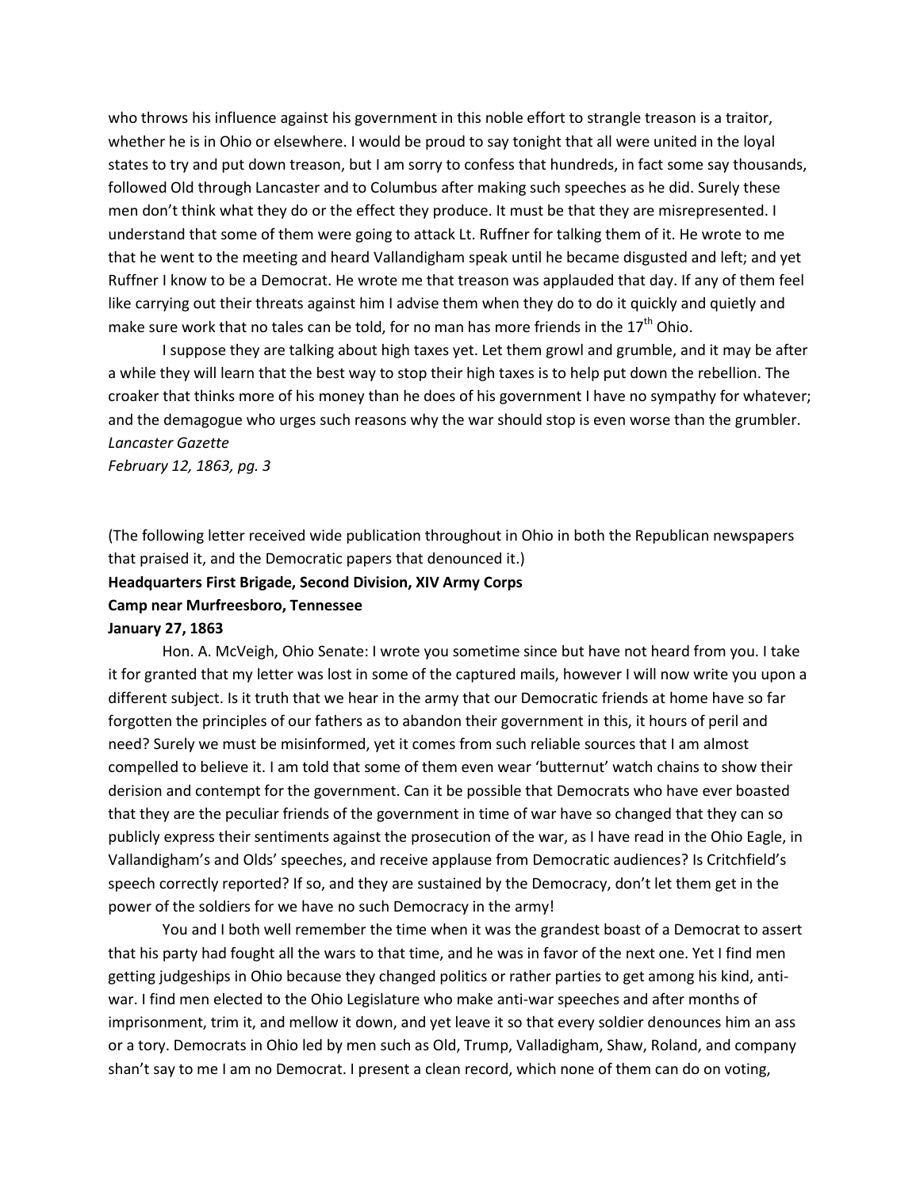who throws his influence against his government in this noble effort to strangle treason is a traitor, whether he is in Ohio or elsewhere. I would be proud to say tonight that all were united in the loyal states to try and put down treason, but I am sorry to confess that hundreds, in fact some say thousands, followed Old through Lancaster and to Columbus after making such speeches as he did. Surely these men don't think what they do or the effect they produce. It must be that they are misrepresented. I understand that some of them were going to attack Lt. Ruffner for talking them of it. He wrote to me that he went to the meeting and heard Vallandigham speak until he became disgusted and left; and yet Ruffner I know to be a Democrat. He wrote me that treason was applauded that day. If any of them feel like carrying out their threats against him I advise them when they do to do it quickly and quietly and make sure work that no tales can be told, for no man has more friends in the 17th Ohio.

I suppose they are talking about high taxes yet. Let them growl and grumble, and it may be after a while they will learn that the best way to stop their high taxes is to help put down the rebellion. The croaker that thinks more of his money than he does of his government I have no sympathy for whatever; and the demagogue who urges such reasons why the war should stop is even worse than the grumbler.
*Lancaster Gazette*
*February 12, 1863, pg. 3*

(The following letter received wide publication throughout in Ohio in both the Republican newspapers that praised it, and the Democratic papers that denounced it.)

**Headquarters First Brigade, Second Division, XIV Army Corps**
**Camp near Murfreesboro, Tennessee**
**January 27, 1863**

Hon. A. McVeigh, Ohio Senate: I wrote you sometime since but have not heard from you. I take it for granted that my letter was lost in some of the captured mails, however I will now write you upon a different subject. Is it truth that we hear in the army that our Democratic friends at home have so far forgotten the principles of our fathers as to abandon their government in this, it hours of peril and need? Surely we must be misinformed, yet it comes from such reliable sources that I am almost compelled to believe it. I am told that some of them even wear 'butternut' watch chains to show their derision and contempt for the government. Can it be possible that Democrats who have ever boasted that they are the peculiar friends of the government in time of war have so changed that they can so publicly express their sentiments against the prosecution of the war, as I have read in the Ohio Eagle, in Vallandigham's and Olds' speeches, and receive applause from Democratic audiences? Is Critchfield's speech correctly reported? If so, and they are sustained by the Democracy, don't let them get in the power of the soldiers for we have no such Democracy in the army!

You and I both well remember the time when it was the grandest boast of a Democrat to assert that his party had fought all the wars to that time, and he was in favor of the next one. Yet I find men getting judgeships in Ohio because they changed politics or rather parties to get among his kind, anti-war. I find men elected to the Ohio Legislature who make anti-war speeches and after months of imprisonment, trim it, and mellow it down, and yet leave it so that every soldier denounces him an ass or a tory. Democrats in Ohio led by men such as Old, Trump, Valladigham, Shaw, Roland, and company shan't say to me I am no Democrat. I present a clean record, which none of them can do on voting,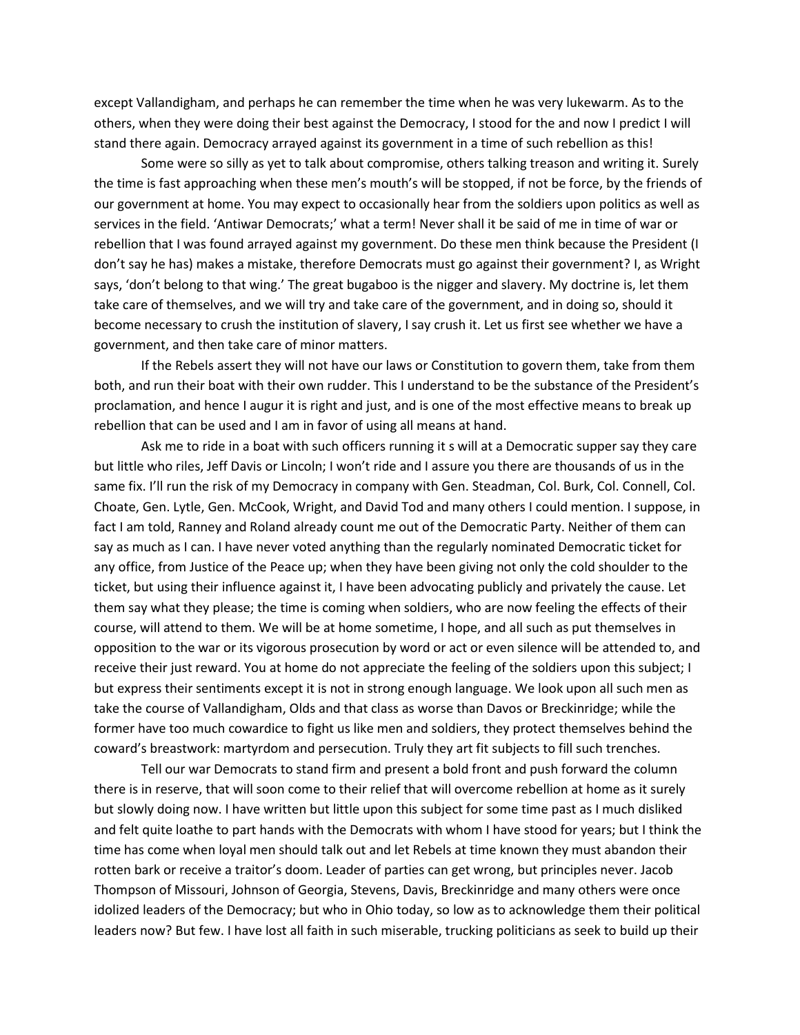except Vallandigham, and perhaps he can remember the time when he was very lukewarm. As to the others, when they were doing their best against the Democracy, I stood for the and now I predict I will stand there again. Democracy arrayed against its government in a time of such rebellion as this!

Some were so silly as yet to talk about compromise, others talking treason and writing it. Surely the time is fast approaching when these men's mouth's will be stopped, if not be force, by the friends of our government at home. You may expect to occasionally hear from the soldiers upon politics as well as services in the field. 'Antiwar Democrats;' what a term! Never shall it be said of me in time of war or rebellion that I was found arrayed against my government. Do these men think because the President (I don't say he has) makes a mistake, therefore Democrats must go against their government? I, as Wright says, 'don't belong to that wing.' The great bugaboo is the nigger and slavery. My doctrine is, let them take care of themselves, and we will try and take care of the government, and in doing so, should it become necessary to crush the institution of slavery, I say crush it. Let us first see whether we have a government, and then take care of minor matters.

If the Rebels assert they will not have our laws or Constitution to govern them, take from them both, and run their boat with their own rudder. This I understand to be the substance of the President's proclamation, and hence I augur it is right and just, and is one of the most effective means to break up rebellion that can be used and I am in favor of using all means at hand.

Ask me to ride in a boat with such officers running it s will at a Democratic supper say they care but little who riles, Jeff Davis or Lincoln; I won't ride and I assure you there are thousands of us in the same fix. I'll run the risk of my Democracy in company with Gen. Steadman, Col. Burk, Col. Connell, Col. Choate, Gen. Lytle, Gen. McCook, Wright, and David Tod and many others I could mention. I suppose, in fact I am told, Ranney and Roland already count me out of the Democratic Party. Neither of them can say as much as I can. I have never voted anything than the regularly nominated Democratic ticket for any office, from Justice of the Peace up; when they have been giving not only the cold shoulder to the ticket, but using their influence against it, I have been advocating publicly and privately the cause. Let them say what they please; the time is coming when soldiers, who are now feeling the effects of their course, will attend to them. We will be at home sometime, I hope, and all such as put themselves in opposition to the war or its vigorous prosecution by word or act or even silence will be attended to, and receive their just reward. You at home do not appreciate the feeling of the soldiers upon this subject; I but express their sentiments except it is not in strong enough language. We look upon all such men as take the course of Vallandigham, Olds and that class as worse than Davos or Breckinridge; while the former have too much cowardice to fight us like men and soldiers, they protect themselves behind the coward's breastwork: martyrdom and persecution. Truly they art fit subjects to fill such trenches.

Tell our war Democrats to stand firm and present a bold front and push forward the column there is in reserve, that will soon come to their relief that will overcome rebellion at home as it surely but slowly doing now. I have written but little upon this subject for some time past as I much disliked and felt quite loathe to part hands with the Democrats with whom I have stood for years; but I think the time has come when loyal men should talk out and let Rebels at time known they must abandon their rotten bark or receive a traitor's doom. Leader of parties can get wrong, but principles never. Jacob Thompson of Missouri, Johnson of Georgia, Stevens, Davis, Breckinridge and many others were once idolized leaders of the Democracy; but who in Ohio today, so low as to acknowledge them their political leaders now? But few. I have lost all faith in such miserable, trucking politicians as seek to build up their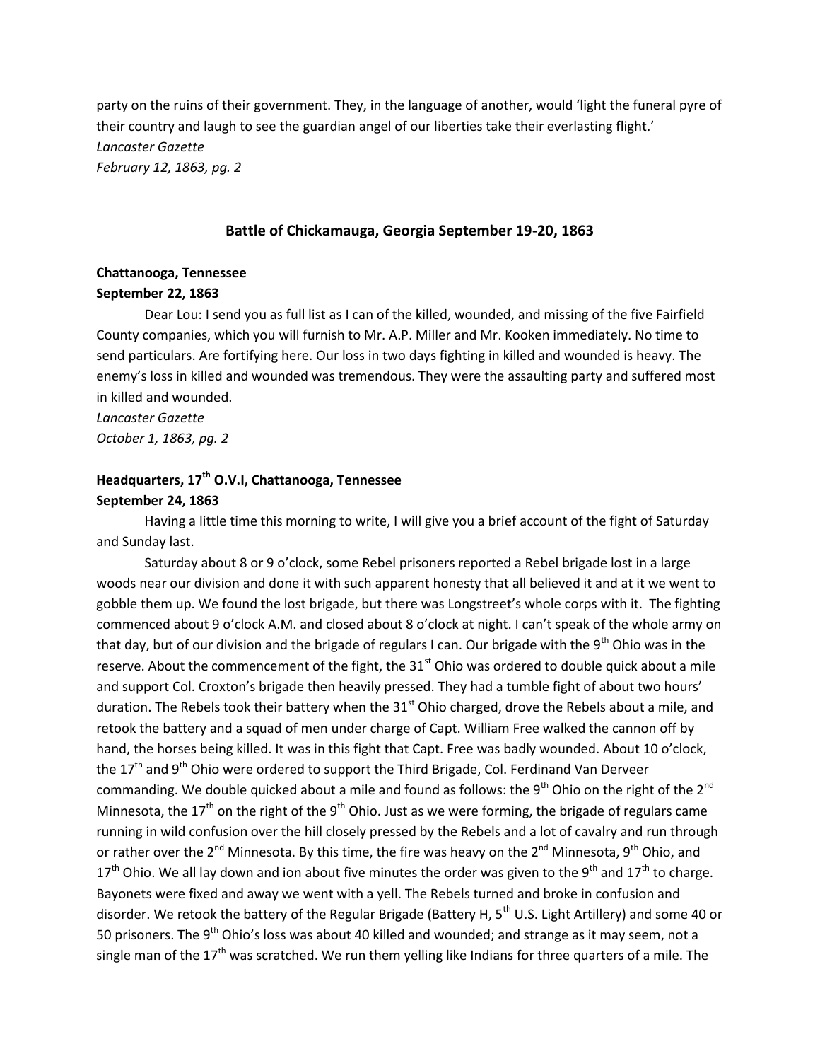party on the ruins of their government. They, in the language of another, would 'light the funeral pyre of their country and laugh to see the guardian angel of our liberties take their everlasting flight.'
*Lancaster Gazette*
*February 12, 1863, pg. 2*

## Battle of Chickamauga, Georgia September 19-20, 1863

**Chattanooga, Tennessee**
**September 22, 1863**

Dear Lou: I send you as full list as I can of the killed, wounded, and missing of the five Fairfield County companies, which you will furnish to Mr. A.P. Miller and Mr. Kooken immediately. No time to send particulars. Are fortifying here. Our loss in two days fighting in killed and wounded is heavy. The enemy's loss in killed and wounded was tremendous. They were the assaulting party and suffered most in killed and wounded.
*Lancaster Gazette*
*October 1, 1863, pg. 2*

**Headquarters, 17th O.V.I, Chattanooga, Tennessee**
**September 24, 1863**

Having a little time this morning to write, I will give you a brief account of the fight of Saturday and Sunday last.

Saturday about 8 or 9 o'clock, some Rebel prisoners reported a Rebel brigade lost in a large woods near our division and done it with such apparent honesty that all believed it and at it we went to gobble them up. We found the lost brigade, but there was Longstreet's whole corps with it. The fighting commenced about 9 o'clock A.M. and closed about 8 o'clock at night. I can't speak of the whole army on that day, but of our division and the brigade of regulars I can. Our brigade with the 9th Ohio was in the reserve. About the commencement of the fight, the 31st Ohio was ordered to double quick about a mile and support Col. Croxton's brigade then heavily pressed. They had a tumble fight of about two hours' duration. The Rebels took their battery when the 31st Ohio charged, drove the Rebels about a mile, and retook the battery and a squad of men under charge of Capt. William Free walked the cannon off by hand, the horses being killed. It was in this fight that Capt. Free was badly wounded. About 10 o'clock, the 17th and 9th Ohio were ordered to support the Third Brigade, Col. Ferdinand Van Derveer commanding. We double quicked about a mile and found as follows: the 9th Ohio on the right of the 2nd Minnesota, the 17th on the right of the 9th Ohio. Just as we were forming, the brigade of regulars came running in wild confusion over the hill closely pressed by the Rebels and a lot of cavalry and run through or rather over the 2nd Minnesota. By this time, the fire was heavy on the 2nd Minnesota, 9th Ohio, and 17th Ohio. We all lay down and ion about five minutes the order was given to the 9th and 17th to charge. Bayonets were fixed and away we went with a yell. The Rebels turned and broke in confusion and disorder. We retook the battery of the Regular Brigade (Battery H, 5th U.S. Light Artillery) and some 40 or 50 prisoners. The 9th Ohio's loss was about 40 killed and wounded; and strange as it may seem, not a single man of the 17th was scratched. We run them yelling like Indians for three quarters of a mile. The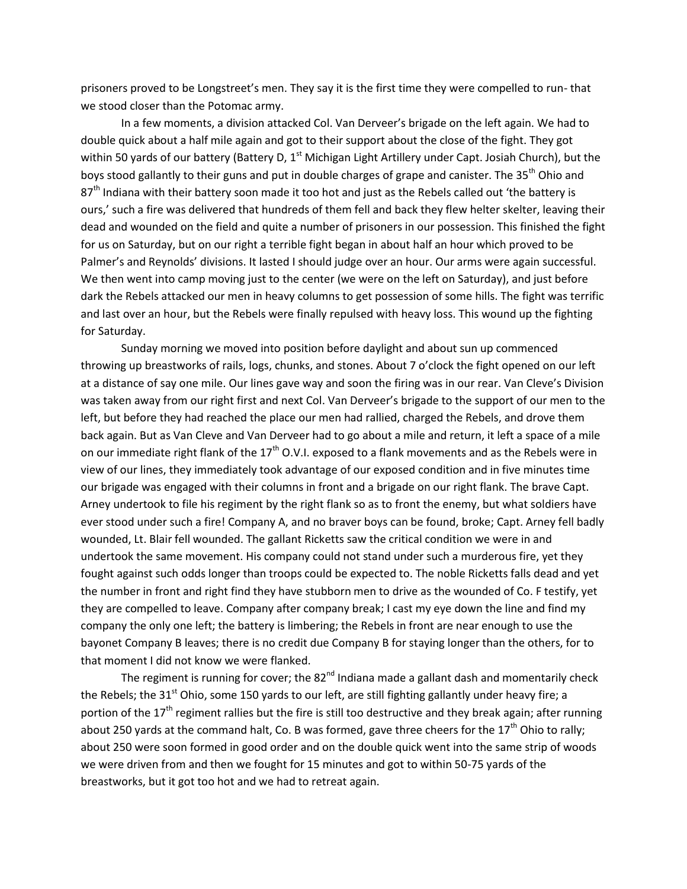prisoners proved to be Longstreet's men. They say it is the first time they were compelled to run- that we stood closer than the Potomac army.

In a few moments, a division attacked Col. Van Derveer's brigade on the left again. We had to double quick about a half mile again and got to their support about the close of the fight. They got within 50 yards of our battery (Battery D, 1st Michigan Light Artillery under Capt. Josiah Church), but the boys stood gallantly to their guns and put in double charges of grape and canister. The 35th Ohio and 87th Indiana with their battery soon made it too hot and just as the Rebels called out 'the battery is ours,' such a fire was delivered that hundreds of them fell and back they flew helter skelter, leaving their dead and wounded on the field and quite a number of prisoners in our possession. This finished the fight for us on Saturday, but on our right a terrible fight began in about half an hour which proved to be Palmer's and Reynolds' divisions. It lasted I should judge over an hour. Our arms were again successful. We then went into camp moving just to the center (we were on the left on Saturday), and just before dark the Rebels attacked our men in heavy columns to get possession of some hills. The fight was terrific and last over an hour, but the Rebels were finally repulsed with heavy loss. This wound up the fighting for Saturday.

Sunday morning we moved into position before daylight and about sun up commenced throwing up breastworks of rails, logs, chunks, and stones. About 7 o'clock the fight opened on our left at a distance of say one mile. Our lines gave way and soon the firing was in our rear. Van Cleve's Division was taken away from our right first and next Col. Van Derveer's brigade to the support of our men to the left, but before they had reached the place our men had rallied, charged the Rebels, and drove them back again. But as Van Cleve and Van Derveer had to go about a mile and return, it left a space of a mile on our immediate right flank of the 17th O.V.I. exposed to a flank movements and as the Rebels were in view of our lines, they immediately took advantage of our exposed condition and in five minutes time our brigade was engaged with their columns in front and a brigade on our right flank. The brave Capt. Arney undertook to file his regiment by the right flank so as to front the enemy, but what soldiers have ever stood under such a fire! Company A, and no braver boys can be found, broke; Capt. Arney fell badly wounded, Lt. Blair fell wounded. The gallant Ricketts saw the critical condition we were in and undertook the same movement. His company could not stand under such a murderous fire, yet they fought against such odds longer than troops could be expected to. The noble Ricketts falls dead and yet the number in front and right find they have stubborn men to drive as the wounded of Co. F testify, yet they are compelled to leave. Company after company break; I cast my eye down the line and find my company the only one left; the battery is limbering; the Rebels in front are near enough to use the bayonet Company B leaves; there is no credit due Company B for staying longer than the others, for to that moment I did not know we were flanked.

The regiment is running for cover; the 82nd Indiana made a gallant dash and momentarily check the Rebels; the 31st Ohio, some 150 yards to our left, are still fighting gallantly under heavy fire; a portion of the 17th regiment rallies but the fire is still too destructive and they break again; after running about 250 yards at the command halt, Co. B was formed, gave three cheers for the 17th Ohio to rally; about 250 were soon formed in good order and on the double quick went into the same strip of woods we were driven from and then we fought for 15 minutes and got to within 50-75 yards of the breastworks, but it got too hot and we had to retreat again.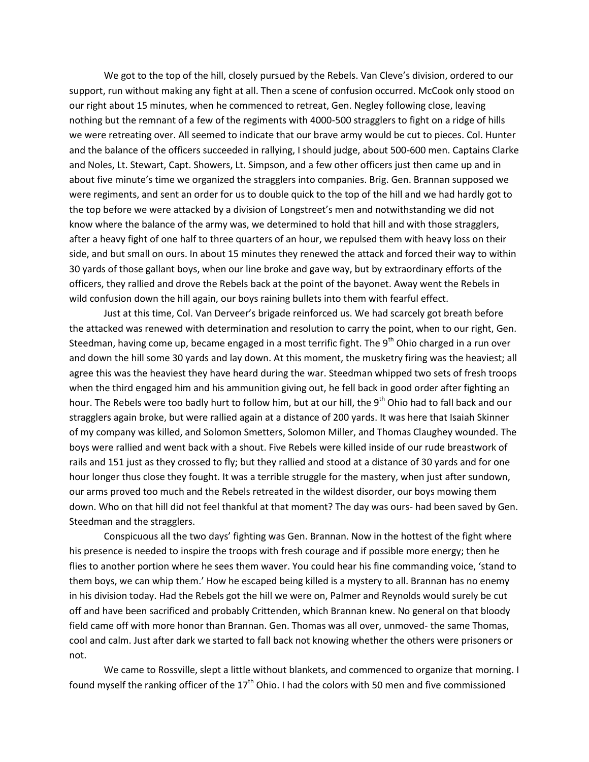We got to the top of the hill, closely pursued by the Rebels. Van Cleve's division, ordered to our support, run without making any fight at all. Then a scene of confusion occurred. McCook only stood on our right about 15 minutes, when he commenced to retreat, Gen. Negley following close, leaving nothing but the remnant of a few of the regiments with 4000-500 stragglers to fight on a ridge of hills we were retreating over. All seemed to indicate that our brave army would be cut to pieces. Col. Hunter and the balance of the officers succeeded in rallying, I should judge, about 500-600 men. Captains Clarke and Noles, Lt. Stewart, Capt. Showers, Lt. Simpson, and a few other officers just then came up and in about five minute's time we organized the stragglers into companies. Brig. Gen. Brannan supposed we were regiments, and sent an order for us to double quick to the top of the hill and we had hardly got to the top before we were attacked by a division of Longstreet's men and notwithstanding we did not know where the balance of the army was, we determined to hold that hill and with those stragglers, after a heavy fight of one half to three quarters of an hour, we repulsed them with heavy loss on their side, and but small on ours. In about 15 minutes they renewed the attack and forced their way to within 30 yards of those gallant boys, when our line broke and gave way, but by extraordinary efforts of the officers, they rallied and drove the Rebels back at the point of the bayonet. Away went the Rebels in wild confusion down the hill again, our boys raining bullets into them with fearful effect.

Just at this time, Col. Van Derveer's brigade reinforced us. We had scarcely got breath before the attacked was renewed with determination and resolution to carry the point, when to our right, Gen. Steedman, having come up, became engaged in a most terrific fight. The 9th Ohio charged in a run over and down the hill some 30 yards and lay down. At this moment, the musketry firing was the heaviest; all agree this was the heaviest they have heard during the war. Steedman whipped two sets of fresh troops when the third engaged him and his ammunition giving out, he fell back in good order after fighting an hour. The Rebels were too badly hurt to follow him, but at our hill, the 9th Ohio had to fall back and our stragglers again broke, but were rallied again at a distance of 200 yards. It was here that Isaiah Skinner of my company was killed, and Solomon Smetters, Solomon Miller, and Thomas Claughey wounded. The boys were rallied and went back with a shout. Five Rebels were killed inside of our rude breastwork of rails and 151 just as they crossed to fly; but they rallied and stood at a distance of 30 yards and for one hour longer thus close they fought. It was a terrible struggle for the mastery, when just after sundown, our arms proved too much and the Rebels retreated in the wildest disorder, our boys mowing them down. Who on that hill did not feel thankful at that moment? The day was ours- had been saved by Gen. Steedman and the stragglers.

Conspicuous all the two days' fighting was Gen. Brannan. Now in the hottest of the fight where his presence is needed to inspire the troops with fresh courage and if possible more energy; then he flies to another portion where he sees them waver. You could hear his fine commanding voice, 'stand to them boys, we can whip them.' How he escaped being killed is a mystery to all. Brannan has no enemy in his division today. Had the Rebels got the hill we were on, Palmer and Reynolds would surely be cut off and have been sacrificed and probably Crittenden, which Brannan knew. No general on that bloody field came off with more honor than Brannan. Gen. Thomas was all over, unmoved- the same Thomas, cool and calm. Just after dark we started to fall back not knowing whether the others were prisoners or not.

We came to Rossville, slept a little without blankets, and commenced to organize that morning. I found myself the ranking officer of the 17th Ohio. I had the colors with 50 men and five commissioned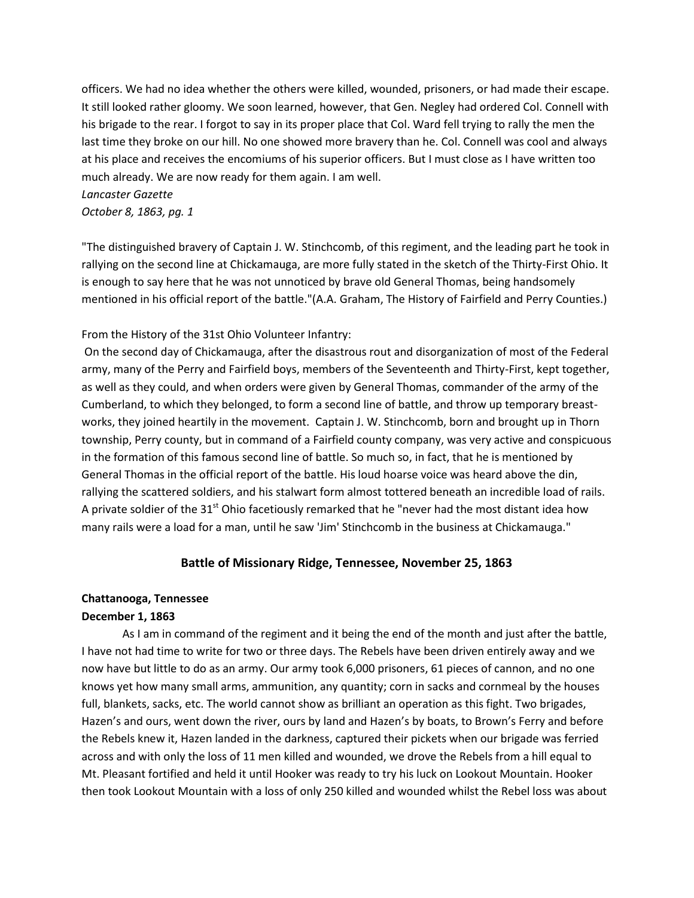officers. We had no idea whether the others were killed, wounded, prisoners, or had made their escape. It still looked rather gloomy. We soon learned, however, that Gen. Negley had ordered Col. Connell with his brigade to the rear. I forgot to say in its proper place that Col. Ward fell trying to rally the men the last time they broke on our hill. No one showed more bravery than he. Col. Connell was cool and always at his place and receives the encomiums of his superior officers. But I must close as I have written too much already. We are now ready for them again. I am well.

*Lancaster Gazette*
*October 8, 1863, pg. 1*

"The distinguished bravery of Captain J. W. Stinchcomb, of this regiment, and the leading part he took in rallying on the second line at Chickamauga, are more fully stated in the sketch of the Thirty-First Ohio. It is enough to say here that he was not unnoticed by brave old General Thomas, being handsomely mentioned in his official report of the battle."(A.A. Graham, The History of Fairfield and Perry Counties.)

From the History of the 31st Ohio Volunteer Infantry:

On the second day of Chickamauga, after the disastrous rout and disorganization of most of the Federal army, many of the Perry and Fairfield boys, members of the Seventeenth and Thirty-First, kept together, as well as they could, and when orders were given by General Thomas, commander of the army of the Cumberland, to which they belonged, to form a second line of battle, and throw up temporary breast-works, they joined heartily in the movement. Captain J. W. Stinchcomb, born and brought up in Thorn township, Perry county, but in command of a Fairfield county company, was very active and conspicuous in the formation of this famous second line of battle. So much so, in fact, that he is mentioned by General Thomas in the official report of the battle. His loud hoarse voice was heard above the din, rallying the scattered soldiers, and his stalwart form almost tottered beneath an incredible load of rails. A private soldier of the 31st Ohio facetiously remarked that he "never had the most distant idea how many rails were a load for a man, until he saw 'Jim' Stinchcomb in the business at Chickamauga."

## Battle of Missionary Ridge, Tennessee, November 25, 1863

**Chattanooga, Tennessee**
**December 1, 1863**

As I am in command of the regiment and it being the end of the month and just after the battle, I have not had time to write for two or three days. The Rebels have been driven entirely away and we now have but little to do as an army. Our army took 6,000 prisoners, 61 pieces of cannon, and no one knows yet how many small arms, ammunition, any quantity; corn in sacks and cornmeal by the houses full, blankets, sacks, etc. The world cannot show as brilliant an operation as this fight. Two brigades, Hazen's and ours, went down the river, ours by land and Hazen's by boats, to Brown's Ferry and before the Rebels knew it, Hazen landed in the darkness, captured their pickets when our brigade was ferried across and with only the loss of 11 men killed and wounded, we drove the Rebels from a hill equal to Mt. Pleasant fortified and held it until Hooker was ready to try his luck on Lookout Mountain. Hooker then took Lookout Mountain with a loss of only 250 killed and wounded whilst the Rebel loss was about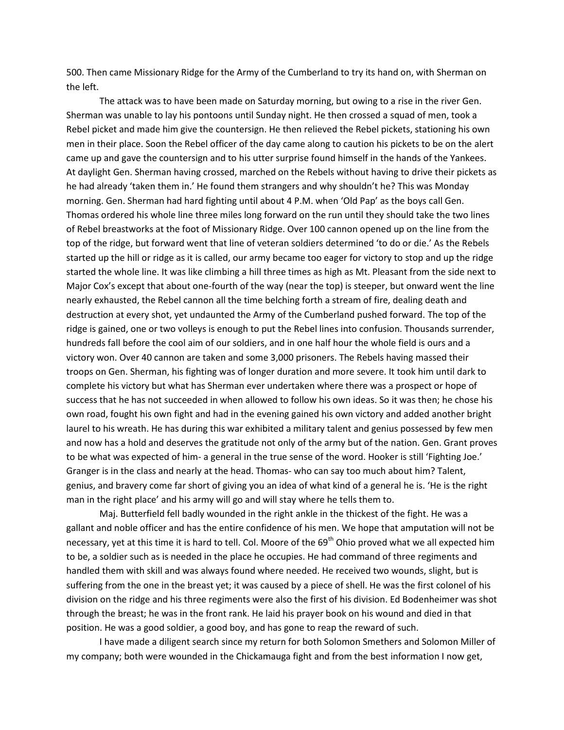500. Then came Missionary Ridge for the Army of the Cumberland to try its hand on, with Sherman on the left.

The attack was to have been made on Saturday morning, but owing to a rise in the river Gen. Sherman was unable to lay his pontoons until Sunday night. He then crossed a squad of men, took a Rebel picket and made him give the countersign. He then relieved the Rebel pickets, stationing his own men in their place. Soon the Rebel officer of the day came along to caution his pickets to be on the alert came up and gave the countersign and to his utter surprise found himself in the hands of the Yankees. At daylight Gen. Sherman having crossed, marched on the Rebels without having to drive their pickets as he had already 'taken them in.' He found them strangers and why shouldn't he? This was Monday morning. Gen. Sherman had hard fighting until about 4 P.M. when 'Old Pap' as the boys call Gen. Thomas ordered his whole line three miles long forward on the run until they should take the two lines of Rebel breastworks at the foot of Missionary Ridge. Over 100 cannon opened up on the line from the top of the ridge, but forward went that line of veteran soldiers determined 'to do or die.' As the Rebels started up the hill or ridge as it is called, our army became too eager for victory to stop and up the ridge started the whole line. It was like climbing a hill three times as high as Mt. Pleasant from the side next to Major Cox's except that about one-fourth of the way (near the top) is steeper, but onward went the line nearly exhausted, the Rebel cannon all the time belching forth a stream of fire, dealing death and destruction at every shot, yet undaunted the Army of the Cumberland pushed forward. The top of the ridge is gained, one or two volleys is enough to put the Rebel lines into confusion. Thousands surrender, hundreds fall before the cool aim of our soldiers, and in one half hour the whole field is ours and a victory won. Over 40 cannon are taken and some 3,000 prisoners. The Rebels having massed their troops on Gen. Sherman, his fighting was of longer duration and more severe. It took him until dark to complete his victory but what has Sherman ever undertaken where there was a prospect or hope of success that he has not succeeded in when allowed to follow his own ideas. So it was then; he chose his own road, fought his own fight and had in the evening gained his own victory and added another bright laurel to his wreath. He has during this war exhibited a military talent and genius possessed by few men and now has a hold and deserves the gratitude not only of the army but of the nation. Gen. Grant proves to be what was expected of him- a general in the true sense of the word. Hooker is still 'Fighting Joe.' Granger is in the class and nearly at the head. Thomas- who can say too much about him? Talent, genius, and bravery come far short of giving you an idea of what kind of a general he is. 'He is the right man in the right place' and his army will go and will stay where he tells them to.

Maj. Butterfield fell badly wounded in the right ankle in the thickest of the fight. He was a gallant and noble officer and has the entire confidence of his men. We hope that amputation will not be necessary, yet at this time it is hard to tell. Col. Moore of the 69th Ohio proved what we all expected him to be, a soldier such as is needed in the place he occupies. He had command of three regiments and handled them with skill and was always found where needed. He received two wounds, slight, but is suffering from the one in the breast yet; it was caused by a piece of shell. He was the first colonel of his division on the ridge and his three regiments were also the first of his division. Ed Bodenheimer was shot through the breast; he was in the front rank. He laid his prayer book on his wound and died in that position. He was a good soldier, a good boy, and has gone to reap the reward of such.

I have made a diligent search since my return for both Solomon Smethers and Solomon Miller of my company; both were wounded in the Chickamauga fight and from the best information I now get,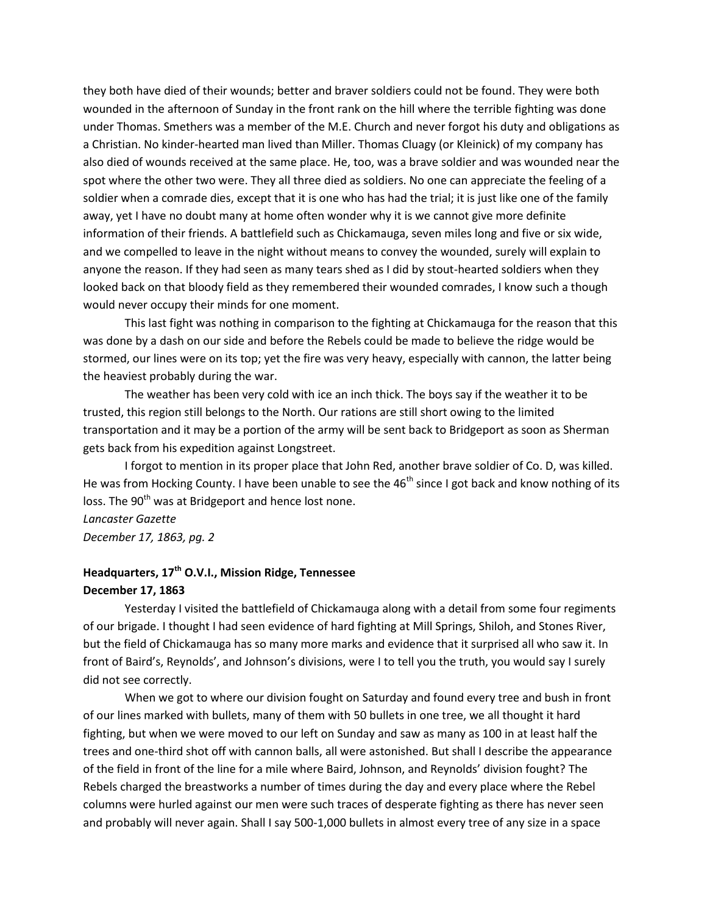they both have died of their wounds; better and braver soldiers could not be found. They were both wounded in the afternoon of Sunday in the front rank on the hill where the terrible fighting was done under Thomas. Smethers was a member of the M.E. Church and never forgot his duty and obligations as a Christian. No kinder-hearted man lived than Miller. Thomas Cluagy (or Kleinick) of my company has also died of wounds received at the same place. He, too, was a brave soldier and was wounded near the spot where the other two were. They all three died as soldiers. No one can appreciate the feeling of a soldier when a comrade dies, except that it is one who has had the trial; it is just like one of the family away, yet I have no doubt many at home often wonder why it is we cannot give more definite information of their friends. A battlefield such as Chickamauga, seven miles long and five or six wide, and we compelled to leave in the night without means to convey the wounded, surely will explain to anyone the reason. If they had seen as many tears shed as I did by stout-hearted soldiers when they looked back on that bloody field as they remembered their wounded comrades, I know such a though would never occupy their minds for one moment.

This last fight was nothing in comparison to the fighting at Chickamauga for the reason that this was done by a dash on our side and before the Rebels could be made to believe the ridge would be stormed, our lines were on its top; yet the fire was very heavy, especially with cannon, the latter being the heaviest probably during the war.

The weather has been very cold with ice an inch thick. The boys say if the weather it to be trusted, this region still belongs to the North. Our rations are still short owing to the limited transportation and it may be a portion of the army will be sent back to Bridgeport as soon as Sherman gets back from his expedition against Longstreet.

I forgot to mention in its proper place that John Red, another brave soldier of Co. D, was killed. He was from Hocking County. I have been unable to see the 46th since I got back and know nothing of its loss. The 90th was at Bridgeport and hence lost none.

*Lancaster Gazette*
*December 17, 1863, pg. 2*

**Headquarters, 17th O.V.I., Mission Ridge, Tennessee**
**December 17, 1863**

Yesterday I visited the battlefield of Chickamauga along with a detail from some four regiments of our brigade. I thought I had seen evidence of hard fighting at Mill Springs, Shiloh, and Stones River, but the field of Chickamauga has so many more marks and evidence that it surprised all who saw it. In front of Baird's, Reynolds', and Johnson's divisions, were I to tell you the truth, you would say I surely did not see correctly.

When we got to where our division fought on Saturday and found every tree and bush in front of our lines marked with bullets, many of them with 50 bullets in one tree, we all thought it hard fighting, but when we were moved to our left on Sunday and saw as many as 100 in at least half the trees and one-third shot off with cannon balls, all were astonished. But shall I describe the appearance of the field in front of the line for a mile where Baird, Johnson, and Reynolds' division fought? The Rebels charged the breastworks a number of times during the day and every place where the Rebel columns were hurled against our men were such traces of desperate fighting as there has never seen and probably will never again. Shall I say 500-1,000 bullets in almost every tree of any size in a space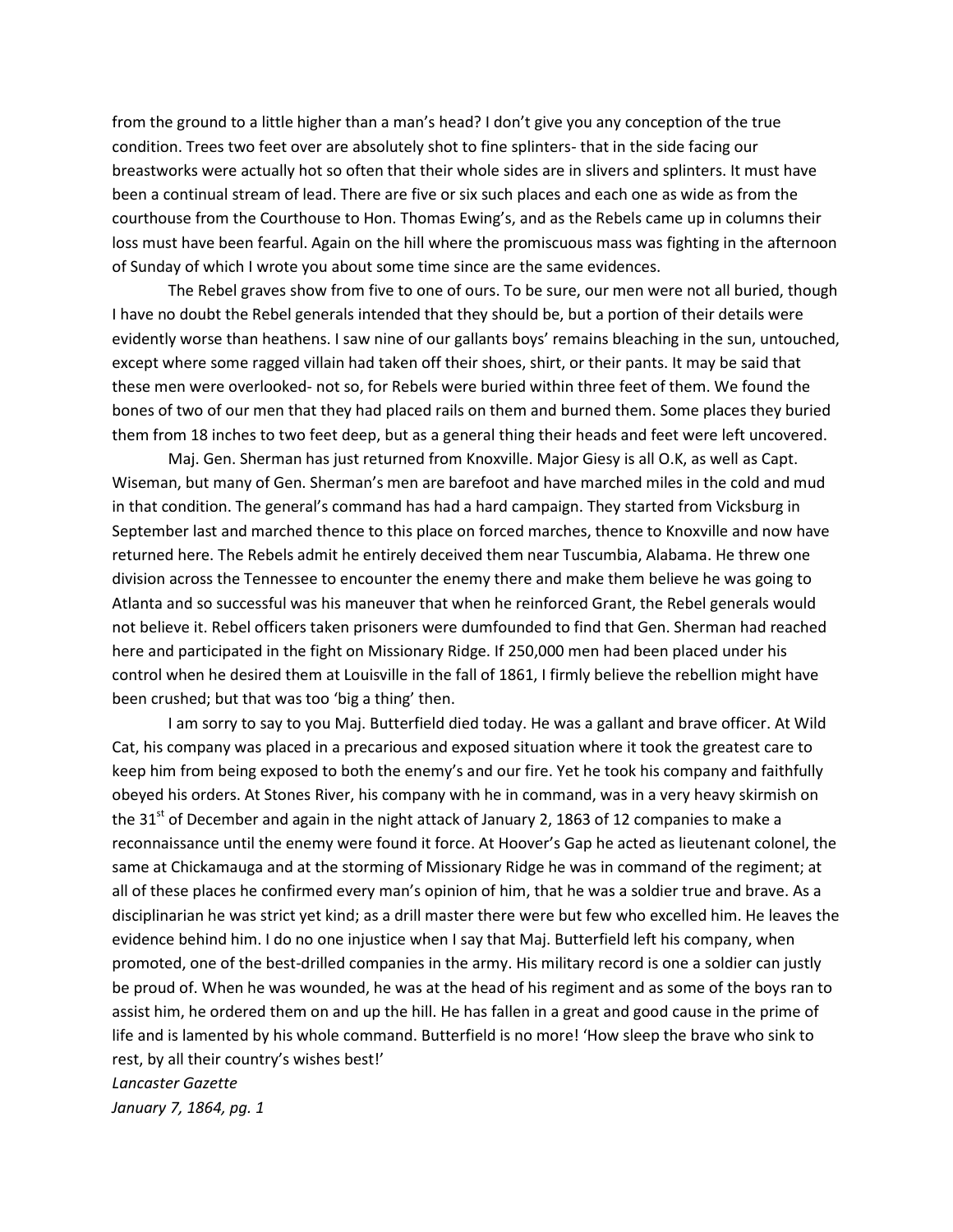from the ground to a little higher than a man's head? I don't give you any conception of the true condition. Trees two feet over are absolutely shot to fine splinters- that in the side facing our breastworks were actually hot so often that their whole sides are in slivers and splinters. It must have been a continual stream of lead. There are five or six such places and each one as wide as from the courthouse from the Courthouse to Hon. Thomas Ewing's, and as the Rebels came up in columns their loss must have been fearful. Again on the hill where the promiscuous mass was fighting in the afternoon of Sunday of which I wrote you about some time since are the same evidences.

The Rebel graves show from five to one of ours. To be sure, our men were not all buried, though I have no doubt the Rebel generals intended that they should be, but a portion of their details were evidently worse than heathens. I saw nine of our gallants boys' remains bleaching in the sun, untouched, except where some ragged villain had taken off their shoes, shirt, or their pants. It may be said that these men were overlooked- not so, for Rebels were buried within three feet of them. We found the bones of two of our men that they had placed rails on them and burned them. Some places they buried them from 18 inches to two feet deep, but as a general thing their heads and feet were left uncovered.

Maj. Gen. Sherman has just returned from Knoxville. Major Giesy is all O.K, as well as Capt. Wiseman, but many of Gen. Sherman's men are barefoot and have marched miles in the cold and mud in that condition. The general's command has had a hard campaign. They started from Vicksburg in September last and marched thence to this place on forced marches, thence to Knoxville and now have returned here. The Rebels admit he entirely deceived them near Tuscumbia, Alabama. He threw one division across the Tennessee to encounter the enemy there and make them believe he was going to Atlanta and so successful was his maneuver that when he reinforced Grant, the Rebel generals would not believe it. Rebel officers taken prisoners were dumfounded to find that Gen. Sherman had reached here and participated in the fight on Missionary Ridge. If 250,000 men had been placed under his control when he desired them at Louisville in the fall of 1861, I firmly believe the rebellion might have been crushed; but that was too 'big a thing' then.

I am sorry to say to you Maj. Butterfield died today. He was a gallant and brave officer. At Wild Cat, his company was placed in a precarious and exposed situation where it took the greatest care to keep him from being exposed to both the enemy's and our fire. Yet he took his company and faithfully obeyed his orders. At Stones River, his company with he in command, was in a very heavy skirmish on the 31st of December and again in the night attack of January 2, 1863 of 12 companies to make a reconnaissance until the enemy were found it force. At Hoover's Gap he acted as lieutenant colonel, the same at Chickamauga and at the storming of Missionary Ridge he was in command of the regiment; at all of these places he confirmed every man's opinion of him, that he was a soldier true and brave. As a disciplinarian he was strict yet kind; as a drill master there were but few who excelled him. He leaves the evidence behind him. I do no one injustice when I say that Maj. Butterfield left his company, when promoted, one of the best-drilled companies in the army. His military record is one a soldier can justly be proud of. When he was wounded, he was at the head of his regiment and as some of the boys ran to assist him, he ordered them on and up the hill. He has fallen in a great and good cause in the prime of life and is lamented by his whole command. Butterfield is no more! 'How sleep the brave who sink to rest, by all their country's wishes best!'

*Lancaster Gazette*

*January 7, 1864, pg. 1*